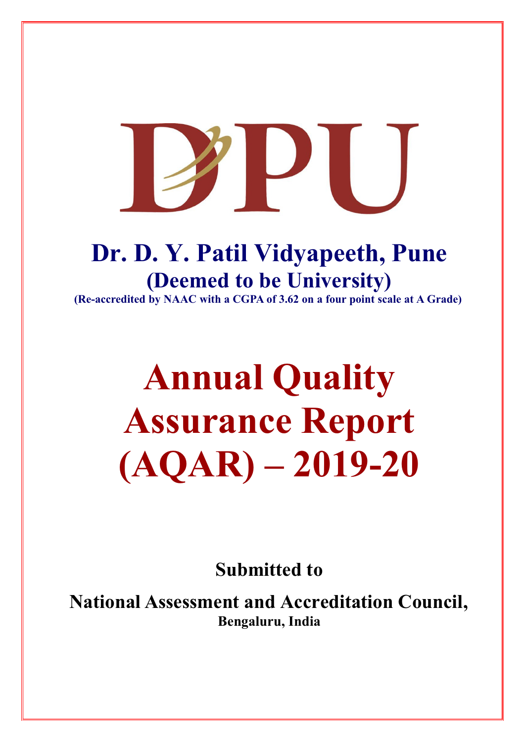DPU

# Dr. D. Y. Patil Vidyapeeth, Pune

## (Deemed to be University)

**(Re-accredited by NAAC with a CGPA of 3.62 on a four point scale at A Grade)**

# Annual Quality Assurance Report (AQAR) – 2019-20

**Submitted to**

**National Assessment and Accreditation Council,**

**Bengaluru, India**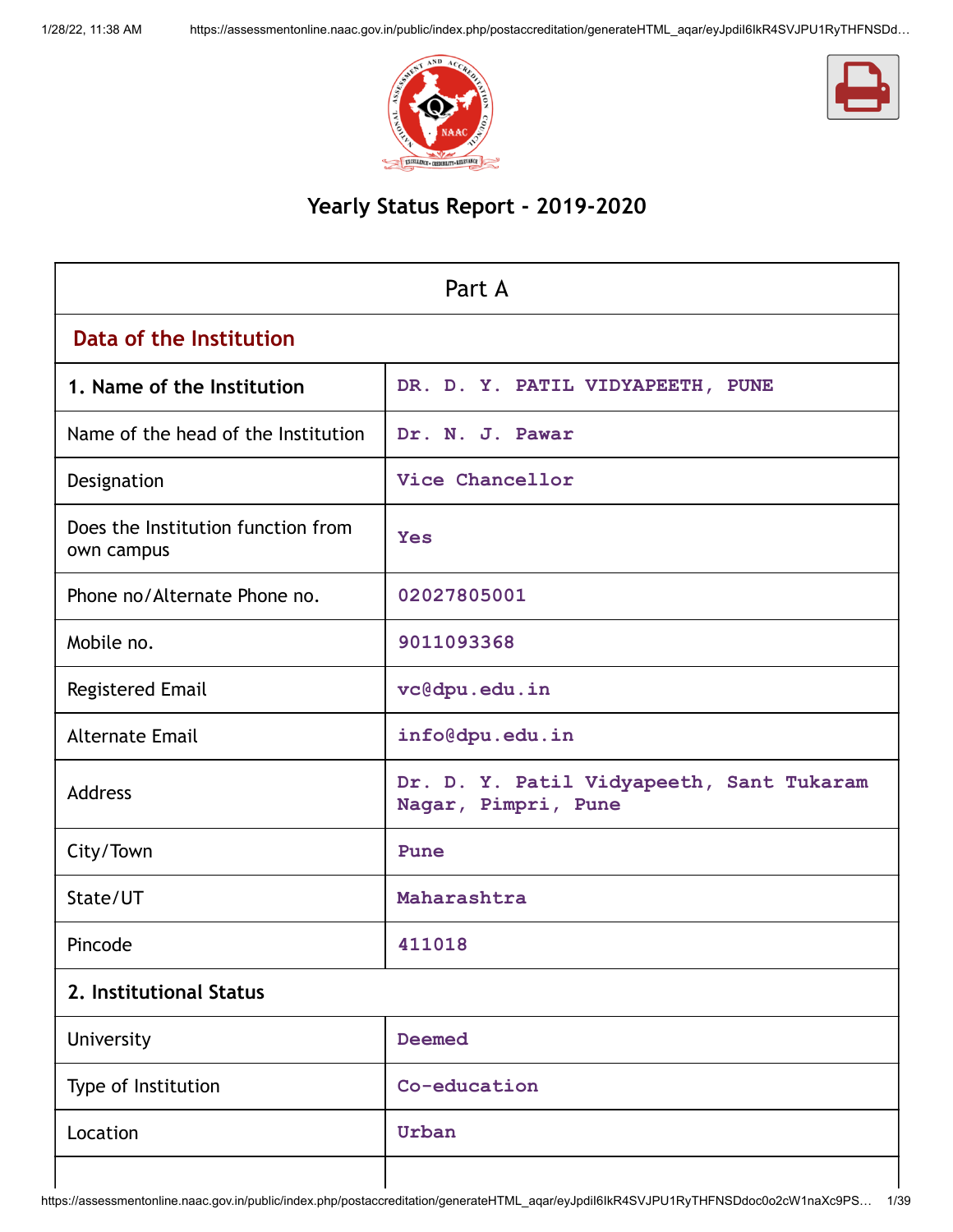# Yearly Status Report - 2019-2020

| Part A | |
|---|---|
| **Data of the Institution** | |
| **1. Name of the Institution** | DR. D. Y. PATIL VIDYAPEETH, PUNE |
| Name of the head of the Institution | Dr. N. J. Pawar |
| Designation | Vice Chancellor |
| Does the Institution function from own campus | Yes |
| Phone no/Alternate Phone no. | 02027805001 |
| Mobile no. | 9011093368 |
| Registered Email | vc@dpu.edu.in |
| Alternate Email | info@dpu.edu.in |
| Address | Dr. D. Y. Patil Vidyapeeth, Sant Tukaram Nagar, Pimpri, Pune |
| City/Town | Pune |
| State/UT | Maharashtra |
| Pincode | 411018 |
| **2. Institutional Status** | |
| University | Deemed |
| Type of Institution | Co-education |
| Location | Urban |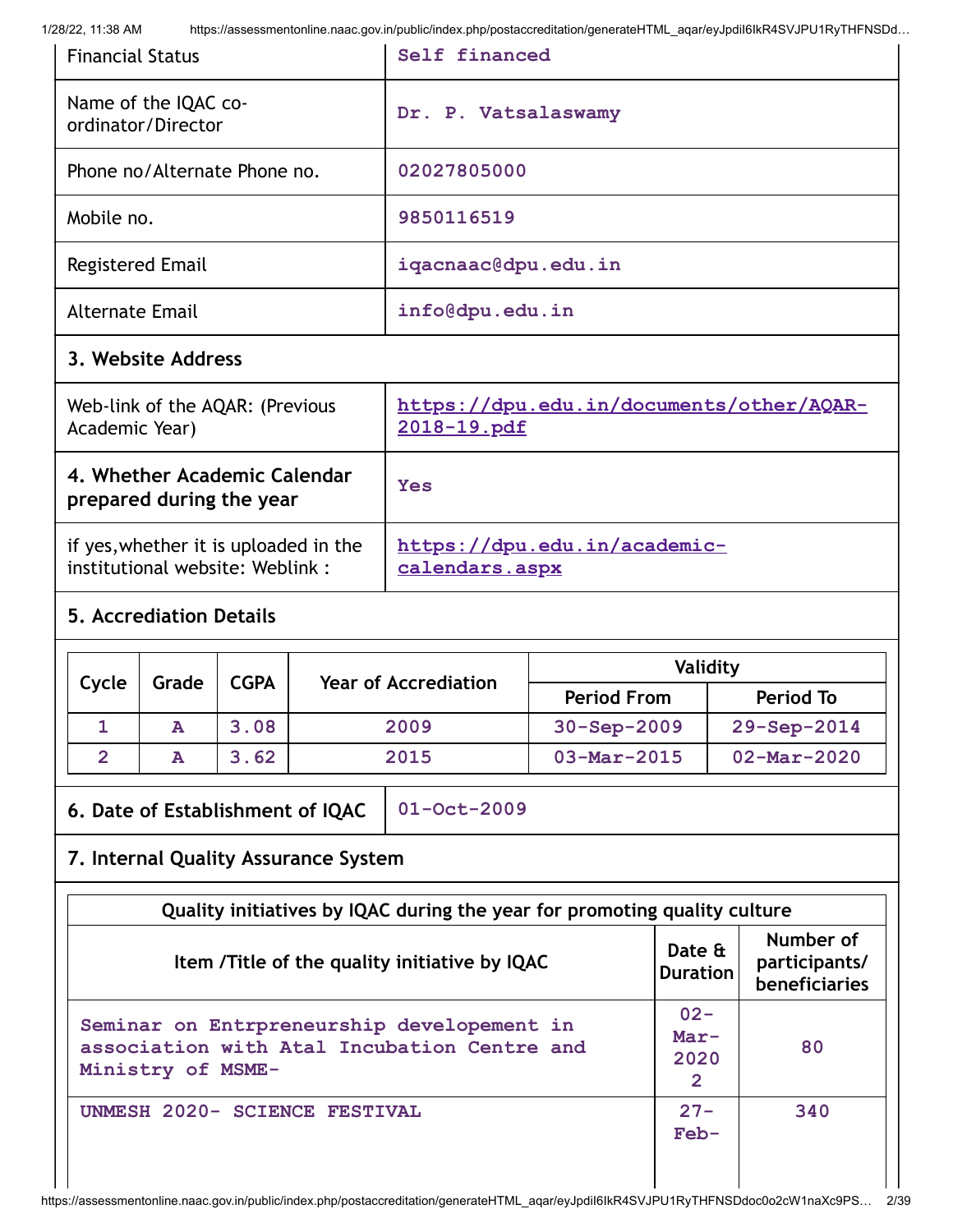| Financial Status | Self financed |
|---|---|
| Name of the IQAC co-ordinator/Director | Dr. P. Vatsalaswamy |
| Phone no/Alternate Phone no. | 02027805000 |
| Mobile no. | 9850116519 |
| Registered Email | iqacnaac@dpu.edu.in |
| Alternate Email | info@dpu.edu.in |

## 3. Website Address

| | |
|---|---|
| Web-link of the AQAR: (Previous Academic Year) | https://dpu.edu.in/documents/other/AQAR-2018-19.pdf |
| **4. Whether Academic Calendar prepared during the year** | Yes |
| if yes,whether it is uploaded in the institutional website: Weblink : | https://dpu.edu.in/academic-calendars.aspx |

## 5. Accrediation Details

| Cycle | Grade | CGPA | Year of Accrediation | Validity | |
|---|---|---|---|---|---|
| | | | | Period From | Period To |
| 1 | A | 3.08 | 2009 | 30-Sep-2009 | 29-Sep-2014 |
| 2 | A | 3.62 | 2015 | 03-Mar-2015 | 02-Mar-2020 |

| | |
|---|---|
| **6. Date of Establishment of IQAC** | 01-Oct-2009 |

## 7. Internal Quality Assurance System

| Quality initiatives by IQAC during the year for promoting quality culture | | |
|---|---|---|
| Item /Title of the quality initiative by IQAC | Date & Duration | Number of participants/ beneficiaries |
| Seminar on Entrpreneurship developement in association with Atal Incubation Centre and Ministry of MSME- | 02-Mar-2020 2 | 80 |
| UNMESH 2020- SCIENCE FESTIVAL | 27-Feb- | 340 |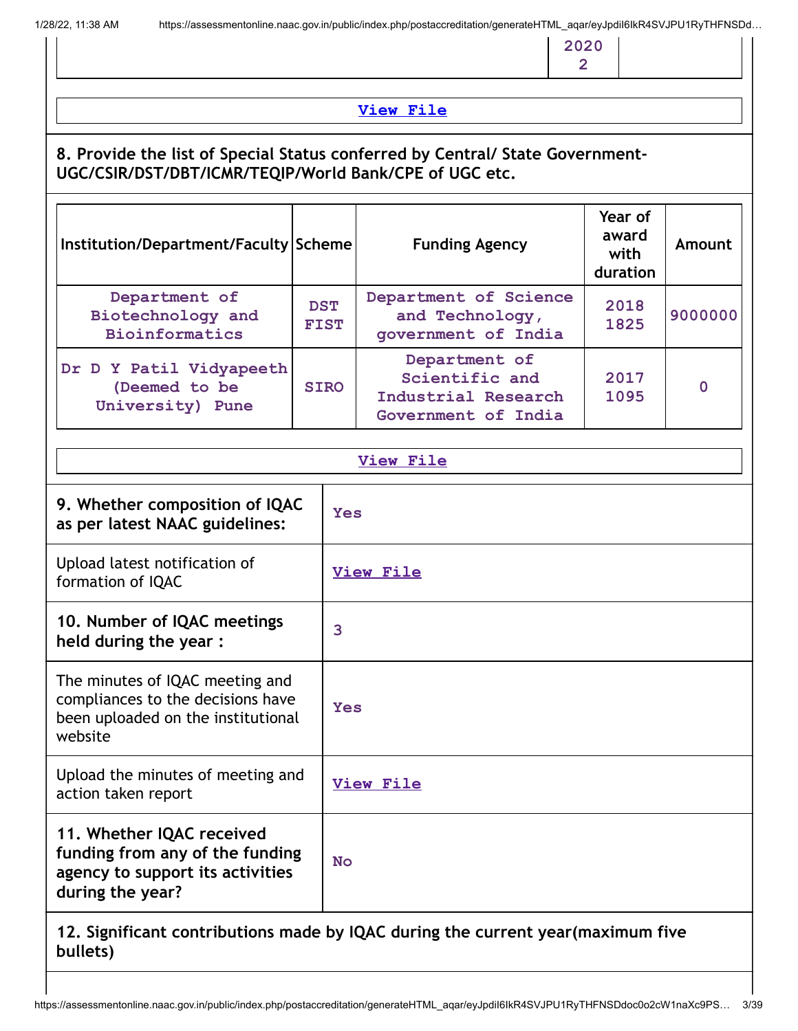| | 2020<br>2 | |
|---|---|---|

View File

**8. Provide the list of Special Status conferred by Central/ State Government- UGC/CSIR/DST/DBT/ICMR/TEQIP/World Bank/CPE of UGC etc.**

| Institution/Department/Faculty | Scheme | Funding Agency | Year of award with duration | Amount |
|---|---|---|---|---|
| Department of Biotechnology and Bioinformatics | DST FIST | Department of Science and Technology, government of India | 2018<br>1825 | 9000000 |
| Dr D Y Patil Vidyapeeth (Deemed to be University) Pune | SIRO | Department of Scientific and Industrial Research Government of India | 2017<br>1095 | 0 |

View File

| | |
|---|---|
| **9. Whether composition of IQAC as per latest NAAC guidelines:** | Yes |
| Upload latest notification of formation of IQAC | View File |
| **10. Number of IQAC meetings held during the year :** | 3 |
| The minutes of IQAC meeting and compliances to the decisions have been uploaded on the institutional website | Yes |
| Upload the minutes of meeting and action taken report | View File |
| **11. Whether IQAC received funding from any of the funding agency to support its activities during the year?** | No |

**12. Significant contributions made by IQAC during the current year(maximum five bullets)**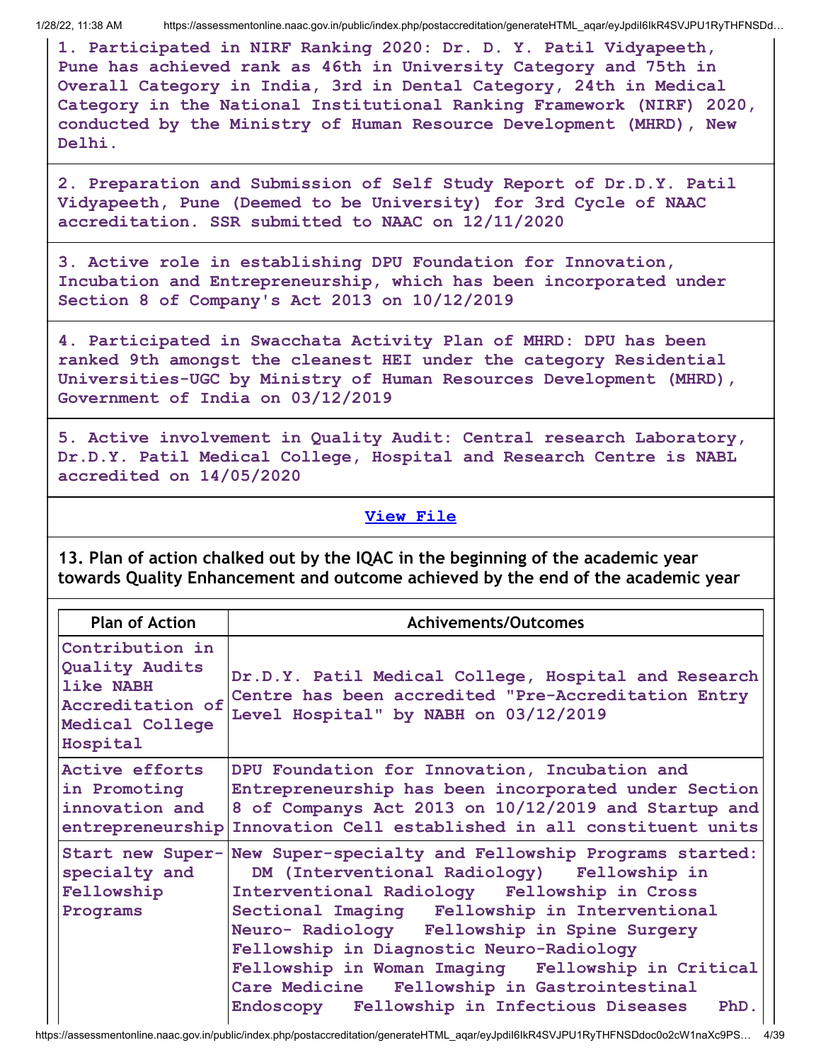| |
|---|
| 1. Participated in NIRF Ranking 2020: Dr. D. Y. Patil Vidyapeeth, Pune has achieved rank as 46th in University Category and 75th in Overall Category in India, 3rd in Dental Category, 24th in Medical Category in the National Institutional Ranking Framework (NIRF) 2020, conducted by the Ministry of Human Resource Development (MHRD), New Delhi. |
| 2. Preparation and Submission of Self Study Report of Dr.D.Y. Patil Vidyapeeth, Pune (Deemed to be University) for 3rd Cycle of NAAC accreditation. SSR submitted to NAAC on 12/11/2020 |
| 3. Active role in establishing DPU Foundation for Innovation, Incubation and Entrepreneurship, which has been incorporated under Section 8 of Company's Act 2013 on 10/12/2019 |
| 4. Participated in Swacchata Activity Plan of MHRD: DPU has been ranked 9th amongst the cleanest HEI under the category Residential Universities-UGC by Ministry of Human Resources Development (MHRD), Government of India on 03/12/2019 |
| 5. Active involvement in Quality Audit: Central research Laboratory, Dr.D.Y. Patil Medical College, Hospital and Research Centre is NABL accredited on 14/05/2020 |
| View File |

**13. Plan of action chalked out by the IQAC in the beginning of the academic year towards Quality Enhancement and outcome achieved by the end of the academic year**

| Plan of Action | Achivements/Outcomes |
|---|---|
| Contribution in Quality Audits like NABH Accreditation of Medical College Hospital | Dr.D.Y. Patil Medical College, Hospital and Research Centre has been accredited "Pre-Accreditation Entry Level Hospital" by NABH on 03/12/2019 |
| Active efforts in Promoting innovation and entrepreneurship | DPU Foundation for Innovation, Incubation and Entrepreneurship has been incorporated under Section 8 of Companys Act 2013 on 10/12/2019 and Startup and Innovation Cell established in all constituent units |
| Start new Super-specialty and Fellowship Programs | New Super-specialty and Fellowship Programs started: DM (Interventional Radiology) Fellowship in Interventional Radiology Fellowship in Cross Sectional Imaging Fellowship in Interventional Neuro- Radiology Fellowship in Spine Surgery Fellowship in Diagnostic Neuro-Radiology Fellowship in Woman Imaging Fellowship in Critical Care Medicine Fellowship in Gastrointestinal Endoscopy Fellowship in Infectious Diseases PhD. |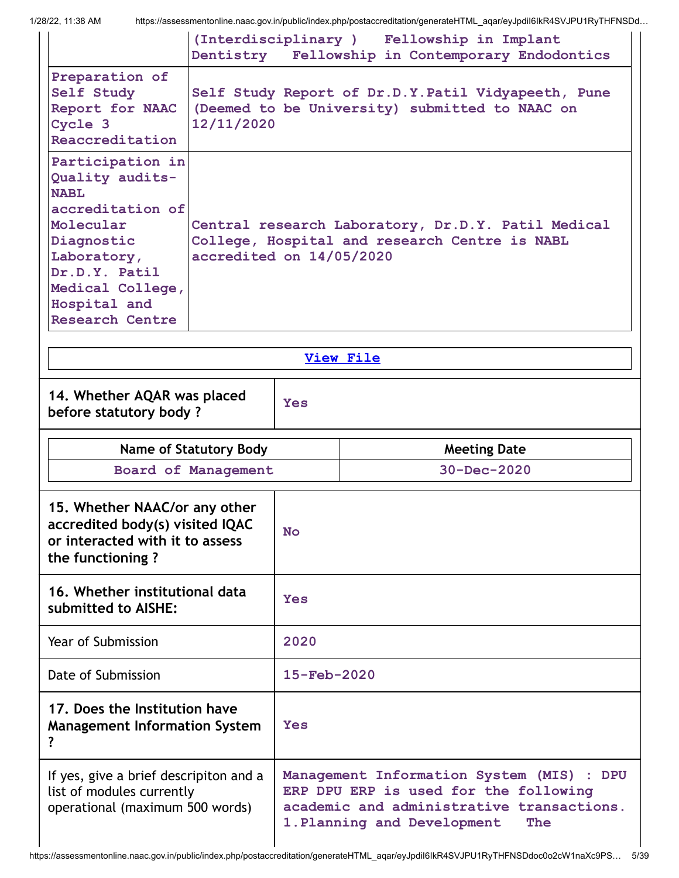| | |
|---|---|
| | (Interdisciplinary ) Fellowship in Implant Dentistry Fellowship in Contemporary Endodontics |
| Preparation of Self Study Report for NAAC Cycle 3 Reaccreditation | Self Study Report of Dr.D.Y.Patil Vidyapeeth, Pune (Deemed to be University) submitted to NAAC on 12/11/2020 |
| Participation in Quality audits-NABL accreditation of Molecular Diagnostic Laboratory, Dr.D.Y. Patil Medical College, Hospital and Research Centre | Central research Laboratory, Dr.D.Y. Patil Medical College, Hospital and research Centre is NABL accredited on 14/05/2020 |

View File

| | |
|---|---|
| **14. Whether AQAR was placed before statutory body ?** | Yes |

| Name of Statutory Body | Meeting Date |
|---|---|
| Board of Management | 30-Dec-2020 |

| | |
|---|---|
| **15. Whether NAAC/or any other accredited body(s) visited IQAC or interacted with it to assess the functioning ?** | No |
| **16. Whether institutional data submitted to AISHE:** | Yes |
| Year of Submission | 2020 |
| Date of Submission | 15-Feb-2020 |
| **17. Does the Institution have Management Information System ?** | Yes |
| If yes, give a brief descripiton and a list of modules currently operational (maximum 500 words) | Management Information System (MIS) : DPU ERP DPU ERP is used for the following academic and administrative transactions. 1.Planning and Development The |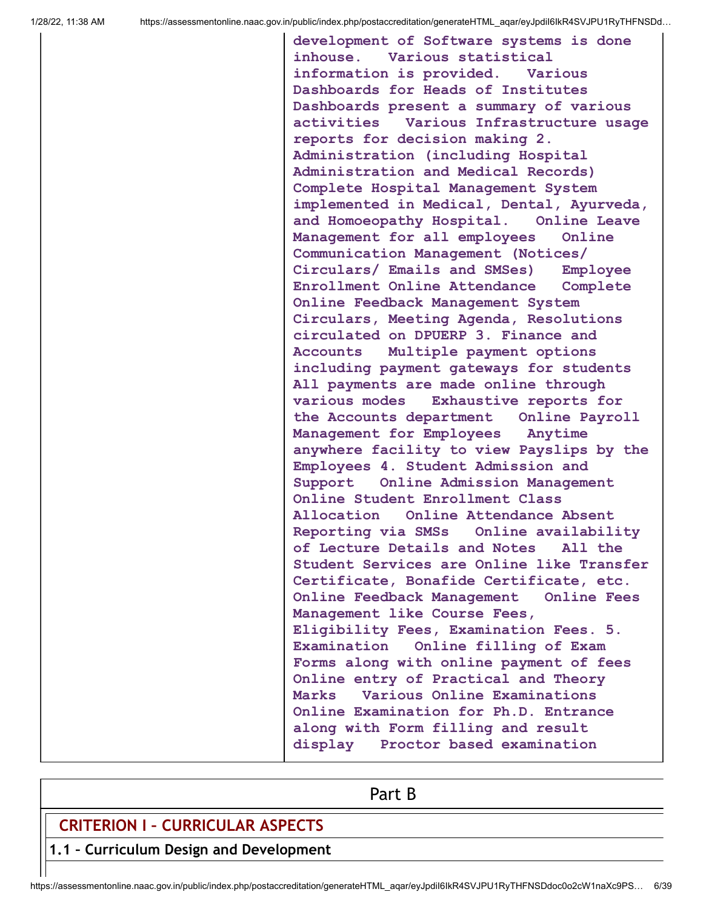| | development of Software systems is done inhouse.  Various statistical information is provided.  Various Dashboards for Heads of Institutes Dashboards present a summary of various activities  Various Infrastructure usage reports for decision making 2. Administration (including Hospital Administration and Medical Records) Complete Hospital Management System implemented in Medical, Dental, Ayurveda, and Homoeopathy Hospital.  Online Leave Management for all employees  Online Communication Management (Notices/ Circulars/ Emails and SMSes)  Employee Enrollment Online Attendance  Complete Online Feedback Management System Circulars, Meeting Agenda, Resolutions circulated on DPUERP 3. Finance and Accounts  Multiple payment options including payment gateways for students All payments are made online through various modes  Exhaustive reports for the Accounts department  Online Payroll Management for Employees  Anytime anywhere facility to view Payslips by the Employees 4. Student Admission and Support  Online Admission Management Online Student Enrollment Class Allocation  Online Attendance Absent Reporting via SMSs  Online availability of Lecture Details and Notes  All the Student Services are Online like Transfer Certificate, Bonafide Certificate, etc. Online Feedback Management  Online Fees Management like Course Fees, Eligibility Fees, Examination Fees. 5. Examination  Online filling of Exam Forms along with online payment of fees Online entry of Practical and Theory Marks  Various Online Examinations Online Examination for Ph.D. Entrance along with Form filling and result display  Proctor based examination |
|---|---|

## Part B

## CRITERION I – CURRICULAR ASPECTS

### 1.1 – Curriculum Design and Development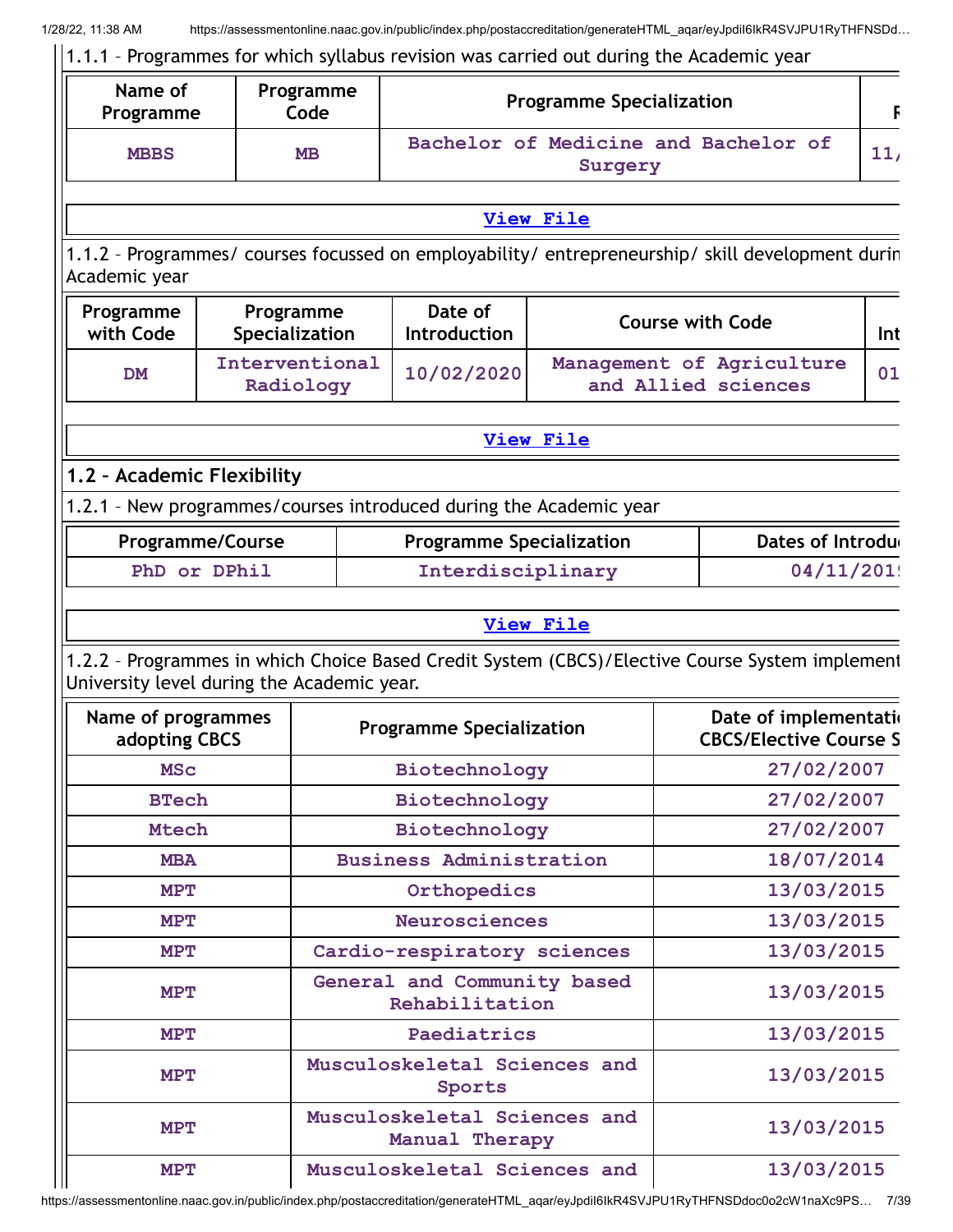1.1.1 – Programmes for which syllabus revision was carried out during the Academic year

| Name of Programme | Programme Code | Programme Specialization | F |
|---|---|---|---|
| MBBS | MB | Bachelor of Medicine and Bachelor of Surgery | 11/ |

View File

1.1.2 – Programmes/ courses focussed on employability/ entrepreneurship/ skill development durin Academic year

| Programme with Code | Programme Specialization | Date of Introduction | Course with Code | Int |
|---|---|---|---|---|
| DM | Interventional Radiology | 10/02/2020 | Management of Agriculture and Allied sciences | 01 |

View File

## 1.2 – Academic Flexibility

1.2.1 – New programmes/courses introduced during the Academic year

| Programme/Course | Programme Specialization | Dates of Introdu |
|---|---|---|
| PhD or DPhil | Interdisciplinary | 04/11/201 |

View File

1.2.2 – Programmes in which Choice Based Credit System (CBCS)/Elective Course System implement University level during the Academic year.

| Name of programmes adopting CBCS | Programme Specialization | Date of implementati CBCS/Elective Course S |
|---|---|---|
| MSc | Biotechnology | 27/02/2007 |
| BTech | Biotechnology | 27/02/2007 |
| Mtech | Biotechnology | 27/02/2007 |
| MBA | Business Administration | 18/07/2014 |
| MPT | Orthopedics | 13/03/2015 |
| MPT | Neurosciences | 13/03/2015 |
| MPT | Cardio-respiratory sciences | 13/03/2015 |
| MPT | General and Community based Rehabilitation | 13/03/2015 |
| MPT | Paediatrics | 13/03/2015 |
| MPT | Musculoskeletal Sciences and Sports | 13/03/2015 |
| MPT | Musculoskeletal Sciences and Manual Therapy | 13/03/2015 |
| MPT | Musculoskeletal Sciences and | 13/03/2015 |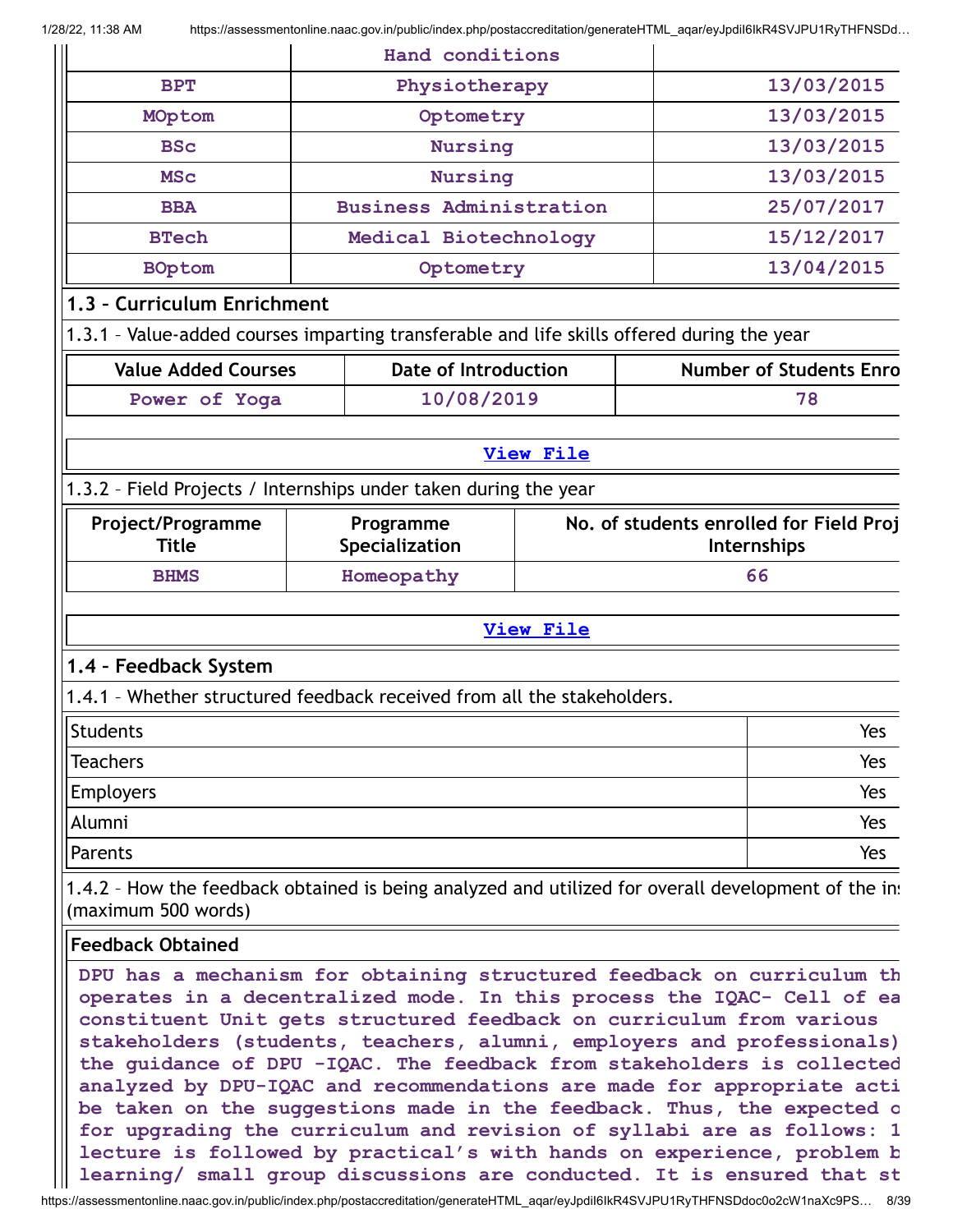| | Hand conditions | |
|---|---|---|
| BPT | Physiotherapy | 13/03/2015 |
| MOptom | Optometry | 13/03/2015 |
| BSc | Nursing | 13/03/2015 |
| MSc | Nursing | 13/03/2015 |
| BBA | Business Administration | 25/07/2017 |
| BTech | Medical Biotechnology | 15/12/2017 |
| BOptom | Optometry | 13/04/2015 |

### 1.3 – Curriculum Enrichment

1.3.1 – Value-added courses imparting transferable and life skills offered during the year

| Value Added Courses | Date of Introduction | Number of Students Enro |
|---|---|---|
| Power of Yoga | 10/08/2019 | 78 |

View File

1.3.2 – Field Projects / Internships under taken during the year

| Project/Programme Title | Programme Specialization | No. of students enrolled for Field Proj Internships |
|---|---|---|
| BHMS | Homeopathy | 66 |

View File

### 1.4 – Feedback System

1.4.1 – Whether structured feedback received from all the stakeholders.

| | |
|---|---|
| Students | Yes |
| Teachers | Yes |
| Employers | Yes |
| Alumni | Yes |
| Parents | Yes |

1.4.2 – How the feedback obtained is being analyzed and utilized for overall development of the in (maximum 500 words)

**Feedback Obtained**

DPU has a mechanism for obtaining structured feedback on curriculum th operates in a decentralized mode. In this process the IQAC- Cell of ea constituent Unit gets structured feedback on curriculum from various stakeholders (students, teachers, alumni, employers and professionals) the guidance of DPU -IQAC. The feedback from stakeholders is collected analyzed by DPU-IQAC and recommendations are made for appropriate acti be taken on the suggestions made in the feedback. Thus, the expected o for upgrading the curriculum and revision of syllabi are as follows: 1 lecture is followed by practical's with hands on experience, problem b learning/ small group discussions are conducted. It is ensured that st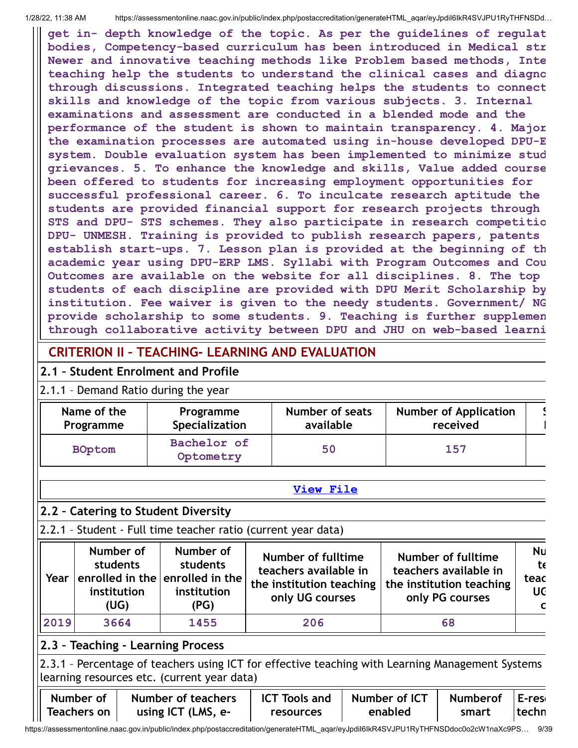get in- depth knowledge of the topic. As per the guidelines of regulat bodies, Competency-based curriculum has been introduced in Medical str Newer and innovative teaching methods like Problem based methods, Inte teaching help the students to understand the clinical cases and diagno through discussions. Integrated teaching helps the students to connect skills and knowledge of the topic from various subjects. 3. Internal examinations and assessment are conducted in a blended mode and the performance of the student is shown to maintain transparency. 4. Major the examination processes are automated using in-house developed DPU-E system. Double evaluation system has been implemented to minimize stud grievances. 5. To enhance the knowledge and skills, Value added course been offered to students for increasing employment opportunities for successful professional career. 6. To inculcate research aptitude the students are provided financial support for research projects through STS and DPU- STS schemes. They also participate in research competitio DPU- UNMESH. Training is provided to publish research papers, patents establish start-ups. 7. Lesson plan is provided at the beginning of th academic year using DPU-ERP LMS. Syllabi with Program Outcomes and Cou Outcomes are available on the website for all disciplines. 8. The top students of each discipline are provided with DPU Merit Scholarship by institution. Fee waiver is given to the needy students. Government/ NG provide scholarship to some students. 9. Teaching is further supplemen through collaborative activity between DPU and JHU on web-based learni

## CRITERION II – TEACHING- LEARNING AND EVALUATION

### 2.1 – Student Enrolment and Profile

2.1.1 – Demand Ratio during the year

| Name of the Programme | Programme Specialization | Number of seats available | Number of Application received | S I |
|---|---|---|---|---|
| BOptom | Bachelor of Optometry | 50 | 157 | |

View File

### 2.2 – Catering to Student Diversity

2.2.1 – Student - Full time teacher ratio (current year data)

| Year | Number of students enrolled in the institution (UG) | Number of students enrolled in the institution (PG) | Number of fulltime teachers available in the institution teaching only UG courses | Number of fulltime teachers available in the institution teaching only PG courses | Nu te teac UG c |
|---|---|---|---|---|---|
| 2019 | 3664 | 1455 | 206 | 68 | |

### 2.3 – Teaching - Learning Process

2.3.1 – Percentage of teachers using ICT for effective teaching with Learning Management Systems learning resources etc. (current year data)

| Number of Teachers on | Number of teachers using ICT (LMS, e- | ICT Tools and resources | Number of ICT enabled | Numberof smart | E-res techn |
|---|---|---|---|---|---|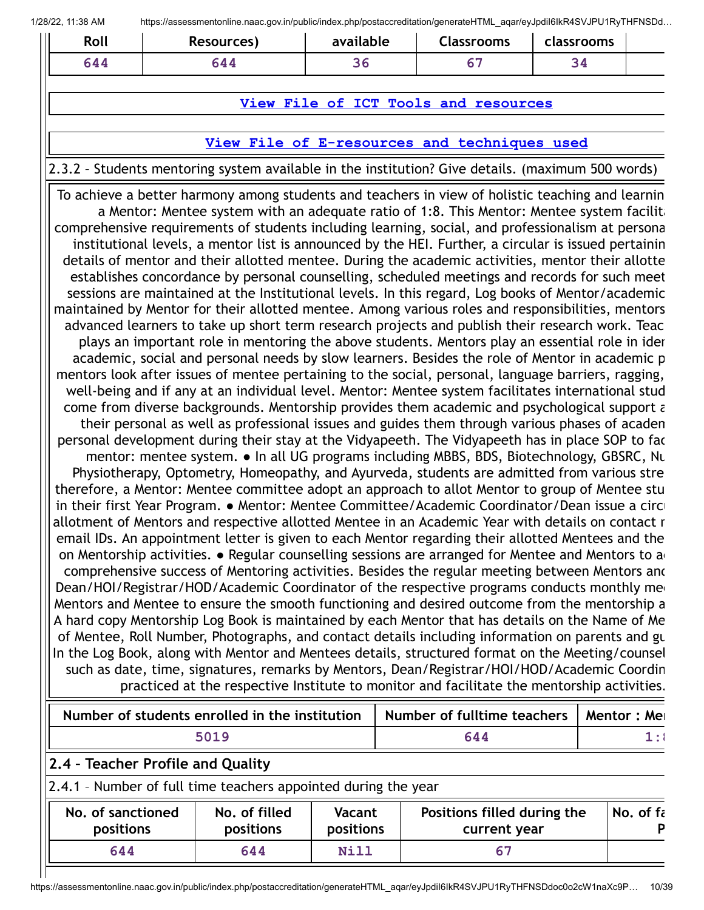| Roll | Resources) | available | Classrooms | classrooms |
|---|---|---|---|---|
| 644 | 644 | 36 | 67 | 34 |

View File of ICT Tools and resources

View File of E-resources and techniques used

2.3.2 – Students mentoring system available in the institution? Give details. (maximum 500 words)

To achieve a better harmony among students and teachers in view of holistic teaching and learnin a Mentor: Mentee system with an adequate ratio of 1:8. This Mentor: Mentee system facilit comprehensive requirements of students including learning, social, and professionalism at persona institutional levels, a mentor list is announced by the HEI. Further, a circular is issued pertainin details of mentor and their allotted mentee. During the academic activities, mentor their allotte establishes concordance by personal counselling, scheduled meetings and records for such meet sessions are maintained at the Institutional levels. In this regard, Log books of Mentor/academic maintained by Mentor for their allotted mentee. Among various roles and responsibilities, mentors advanced learners to take up short term research projects and publish their research work. Teac plays an important role in mentoring the above students. Mentors play an essential role in ider academic, social and personal needs by slow learners. Besides the role of Mentor in academic p mentors look after issues of mentee pertaining to the social, personal, language barriers, ragging, well-being and if any at an individual level. Mentor: Mentee system facilitates international stud come from diverse backgrounds. Mentorship provides them academic and psychological support a their personal as well as professional issues and guides them through various phases of acaden personal development during their stay at the Vidyapeeth. The Vidyapeeth has in place SOP to fac mentor: mentee system. ● In all UG programs including MBBS, BDS, Biotechnology, GBSRC, Nu Physiotherapy, Optometry, Homeopathy, and Ayurveda, students are admitted from various stre therefore, a Mentor: Mentee committee adopt an approach to allot Mentor to group of Mentee stu in their first Year Program. ● Mentor: Mentee Committee/Academic Coordinator/Dean issue a circu allotment of Mentors and respective allotted Mentee in an Academic Year with details on contact r email IDs. An appointment letter is given to each Mentor regarding their allotted Mentees and the on Mentorship activities. ● Regular counselling sessions are arranged for Mentee and Mentors to a comprehensive success of Mentoring activities. Besides the regular meeting between Mentors and Dean/HOI/Registrar/HOD/Academic Coordinator of the respective programs conducts monthly me Mentors and Mentee to ensure the smooth functioning and desired outcome from the mentorship a A hard copy Mentorship Log Book is maintained by each Mentor that has details on the Name of Me of Mentee, Roll Number, Photographs, and contact details including information on parents and gu In the Log Book, along with Mentor and Mentees details, structured format on the Meeting/counsel such as date, time, signatures, remarks by Mentors, Dean/Registrar/HOI/HOD/Academic Coordin practiced at the respective Institute to monitor and facilitate the mentorship activities.

| Number of students enrolled in the institution | Number of fulltime teachers | Mentor : Me |
|---|---|---|
| 5019 | 644 | 1: |

## 2.4 – Teacher Profile and Quality

2.4.1 – Number of full time teachers appointed during the year

| No. of sanctioned positions | No. of filled positions | Vacant positions | Positions filled during the current year | No. of fa P |
|---|---|---|---|---|
| 644 | 644 | Nill | 67 | |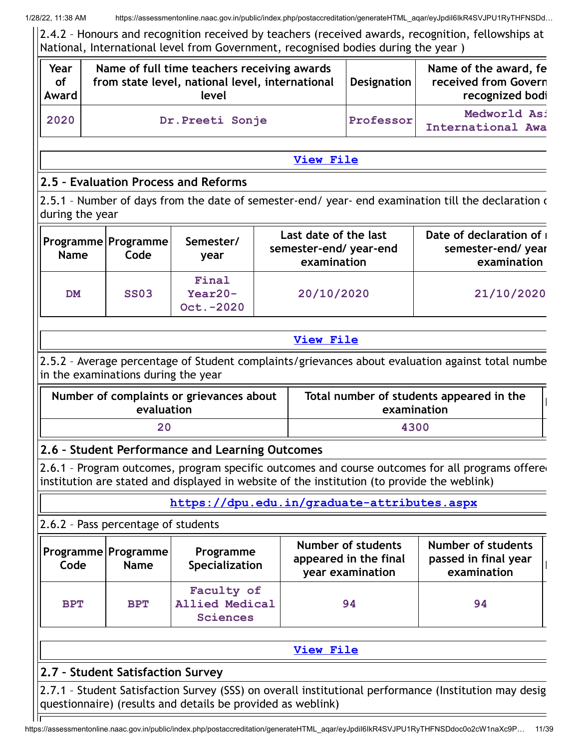2.4.2 – Honours and recognition received by teachers (received awards, recognition, fellowships at National, International level from Government, recognised bodies during the year )

| Year of Award | Name of full time teachers receiving awards from state level, national level, international level | Designation | Name of the award, fe received from Govern recognized bodi |
|---|---|---|---|
| 2020 | Dr.Preeti Sonje | Professor | Medworld Asi International Awa |

View File

## 2.5 – Evaluation Process and Reforms

2.5.1 – Number of days from the date of semester-end/ year- end examination till the declaration c during the year

| Programme Name | Programme Code | Semester/ year | Last date of the last semester-end/ year-end examination | Date of declaration of r semester-end/ year examination |
|---|---|---|---|---|
| DM | SS03 | Final Year20-Oct.-2020 | 20/10/2020 | 21/10/2020 |

View File

2.5.2 – Average percentage of Student complaints/grievances about evaluation against total numbe in the examinations during the year

| Number of complaints or grievances about evaluation | Total number of students appeared in the examination |
|---|---|
| 20 | 4300 |

## 2.6 – Student Performance and Learning Outcomes

2.6.1 – Program outcomes, program specific outcomes and course outcomes for all programs offere institution are stated and displayed in website of the institution (to provide the weblink)

https://dpu.edu.in/graduate-attributes.aspx

2.6.2 – Pass percentage of students

| Programme Code | Programme Name | Programme Specialization | Number of students appeared in the final year examination | Number of students passed in final year examination |
|---|---|---|---|---|
| BPT | BPT | Faculty of Allied Medical Sciences | 94 | 94 |

View File

## 2.7 – Student Satisfaction Survey

2.7.1 – Student Satisfaction Survey (SSS) on overall institutional performance (Institution may desig questionnaire) (results and details be provided as weblink)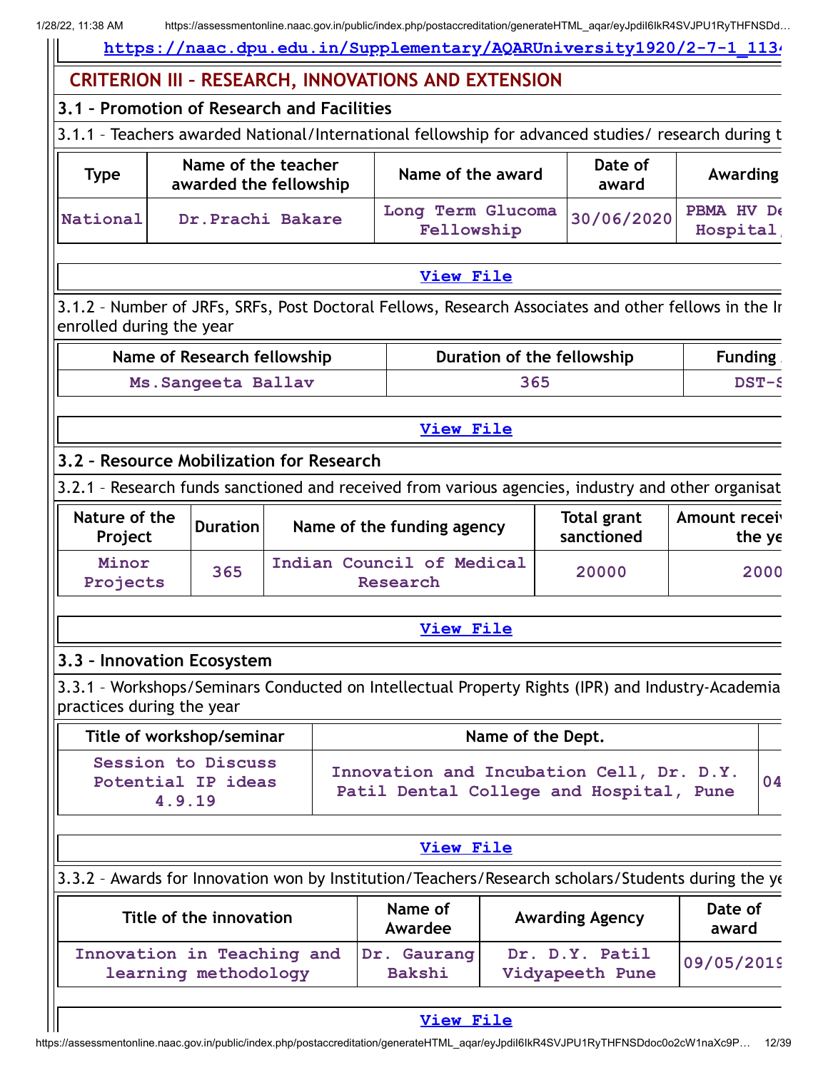https://naac.dpu.edu.in/Supplementary/AQARUniversity1920/2-7-1_113

## CRITERION III – RESEARCH, INNOVATIONS AND EXTENSION

### 3.1 – Promotion of Research and Facilities

3.1.1 – Teachers awarded National/International fellowship for advanced studies/ research during t

| Type | Name of the teacher awarded the fellowship | Name of the award | Date of award | Awarding |
|---|---|---|---|---|
| National | Dr.Prachi Bakare | Long Term Glucoma Fellowship | 30/06/2020 | PBMA HV De Hospital, |

View File

3.1.2 – Number of JRFs, SRFs, Post Doctoral Fellows, Research Associates and other fellows in the Ir enrolled during the year

| Name of Research fellowship | Duration of the fellowship | Funding |
|---|---|---|
| Ms.Sangeeta Ballav | 365 | DST-S |

View File

### 3.2 – Resource Mobilization for Research

3.2.1 – Research funds sanctioned and received from various agencies, industry and other organisat

| Nature of the Project | Duration | Name of the funding agency | Total grant sanctioned | Amount recei the ye |
|---|---|---|---|---|
| Minor Projects | 365 | Indian Council of Medical Research | 20000 | 2000 |

View File

### 3.3 – Innovation Ecosystem

3.3.1 – Workshops/Seminars Conducted on Intellectual Property Rights (IPR) and Industry-Academia practices during the year

| Title of workshop/seminar | Name of the Dept. | |
|---|---|---|
| Session to Discuss Potential IP ideas 4.9.19 | Innovation and Incubation Cell, Dr. D.Y. Patil Dental College and Hospital, Pune | 04 |

View File

3.3.2 – Awards for Innovation won by Institution/Teachers/Research scholars/Students during the ye

| Title of the innovation | Name of Awardee | Awarding Agency | Date of award |
|---|---|---|---|
| Innovation in Teaching and learning methodology | Dr. Gaurang Bakshi | Dr. D.Y. Patil Vidyapeeth Pune | 09/05/2019 |

View File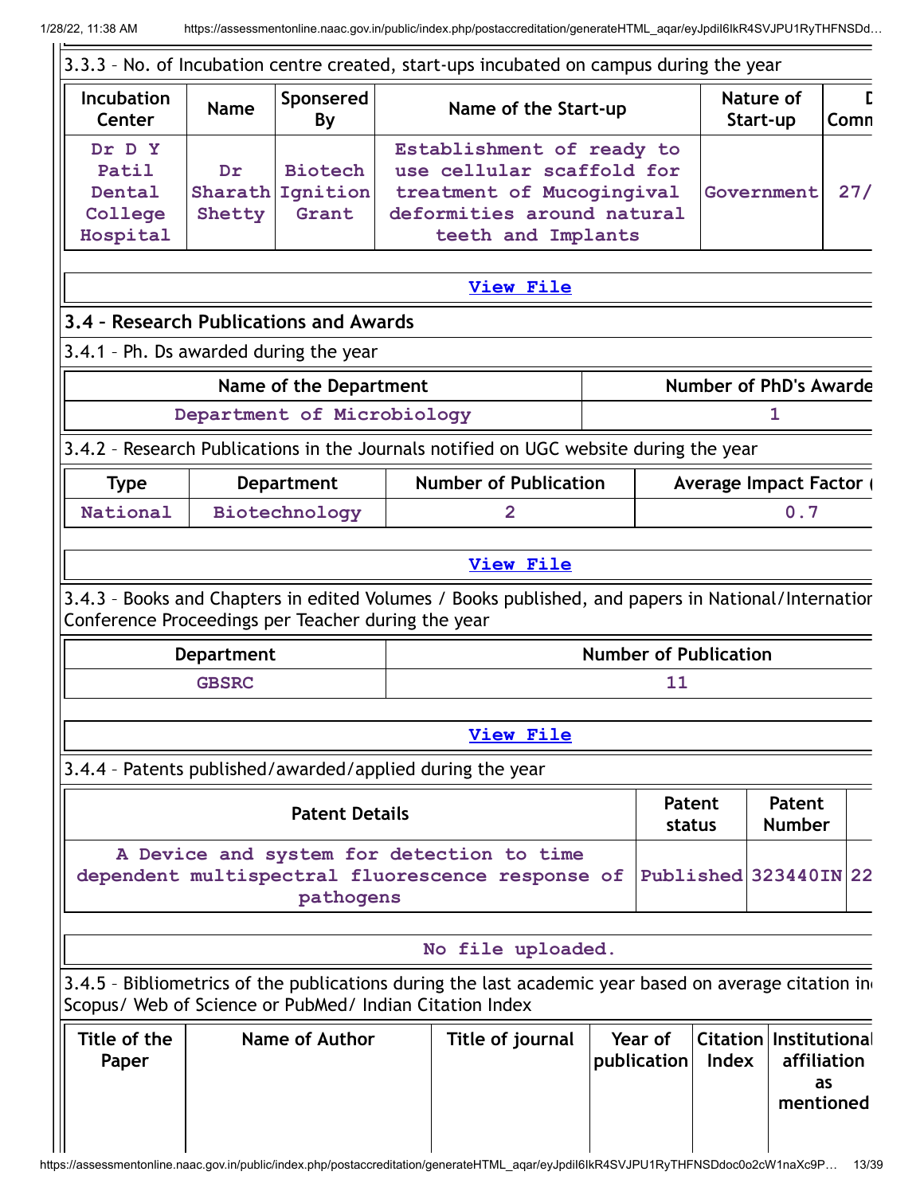3.3.3 – No. of Incubation centre created, start-ups incubated on campus during the year

| Incubation Center | Name | Sponsered By | Name of the Start-up | Nature of Start-up | D Comn |
|---|---|---|---|---|---|
| Dr D Y Patil Dental College Hospital | Dr Sharath Shetty | Biotech Ignition Grant | Establishment of ready to use cellular scaffold for treatment of Mucogingival deformities around natural teeth and Implants | Government | 27/ |

View File

## 3.4 – Research Publications and Awards

3.4.1 – Ph. Ds awarded during the year

| Name of the Department | Number of PhD's Awarde |
|---|---|
| Department of Microbiology | 1 |

3.4.2 – Research Publications in the Journals notified on UGC website during the year

| Type | Department | Number of Publication | Average Impact Factor ( |
|---|---|---|---|
| National | Biotechnology | 2 | 0.7 |

View File

3.4.3 – Books and Chapters in edited Volumes / Books published, and papers in National/Internation Conference Proceedings per Teacher during the year

| Department | Number of Publication |
|---|---|
| GBSRC | 11 |

View File

3.4.4 – Patents published/awarded/applied during the year

| Patent Details | Patent status | Patent Number | |
|---|---|---|---|
| A Device and system for detection to time dependent multispectral fluorescence response of pathogens | Published | 323440IN | 22 |

No file uploaded.

3.4.5 – Bibliometrics of the publications during the last academic year based on average citation in Scopus/ Web of Science or PubMed/ Indian Citation Index

| Title of the Paper | Name of Author | Title of journal | Year of publication | Citation Index | Institutional affiliation as mentioned |
|---|---|---|---|---|---|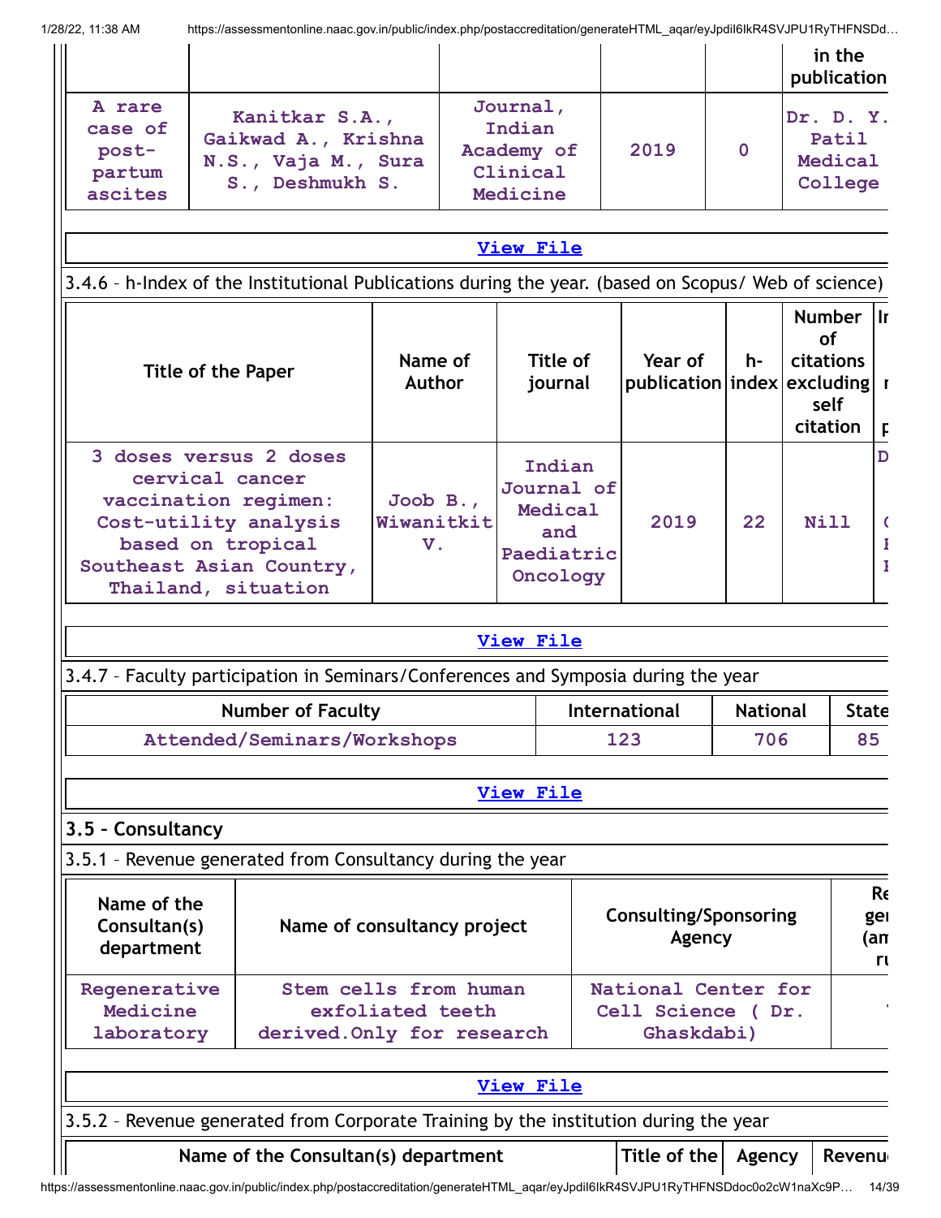|  |  |  |  |  | in the publication |
|---|---|---|---|---|---|
| A rare case of post-partum ascites | Kanitkar S.A., Gaikwad A., Krishna N.S., Vaja M., Sura S., Deshmukh S. | Journal, Indian Academy of Clinical Medicine | 2019 | 0 | Dr. D. Y. Patil Medical College |

View File

3.4.6 – h-Index of the Institutional Publications during the year. (based on Scopus/ Web of science)

| Title of the Paper | Name of Author | Title of journal | Year of publication | h-index | Number of citations excluding self citation | In |
|---|---|---|---|---|---|---|
| 3 doses versus 2 doses cervical cancer vaccination regimen: Cost-utility analysis based on tropical Southeast Asian Country, Thailand, situation | Joob B., Wiwanitkit V. | Indian Journal of Medical and Paediatric Oncology | 2019 | 22 | Nill | D |

View File

3.4.7 – Faculty participation in Seminars/Conferences and Symposia during the year

| Number of Faculty | International | National | State |
|---|---|---|---|
| Attended/Seminars/Workshops | 123 | 706 | 85 |

View File

## 3.5 – Consultancy

3.5.1 – Revenue generated from Consultancy during the year

| Name of the Consultan(s) department | Name of consultancy project | Consulting/Sponsoring Agency | Re ge (am ru |
|---|---|---|---|
| Regenerative Medicine laboratory | Stem cells from human exfoliated teeth derived.Only for research | National Center for Cell Science ( Dr. Ghaskdabi) | |

View File

3.5.2 – Revenue generated from Corporate Training by the institution during the year

| Name of the Consultan(s) department | Title of the | Agency | Revenu |
|---|---|---|---|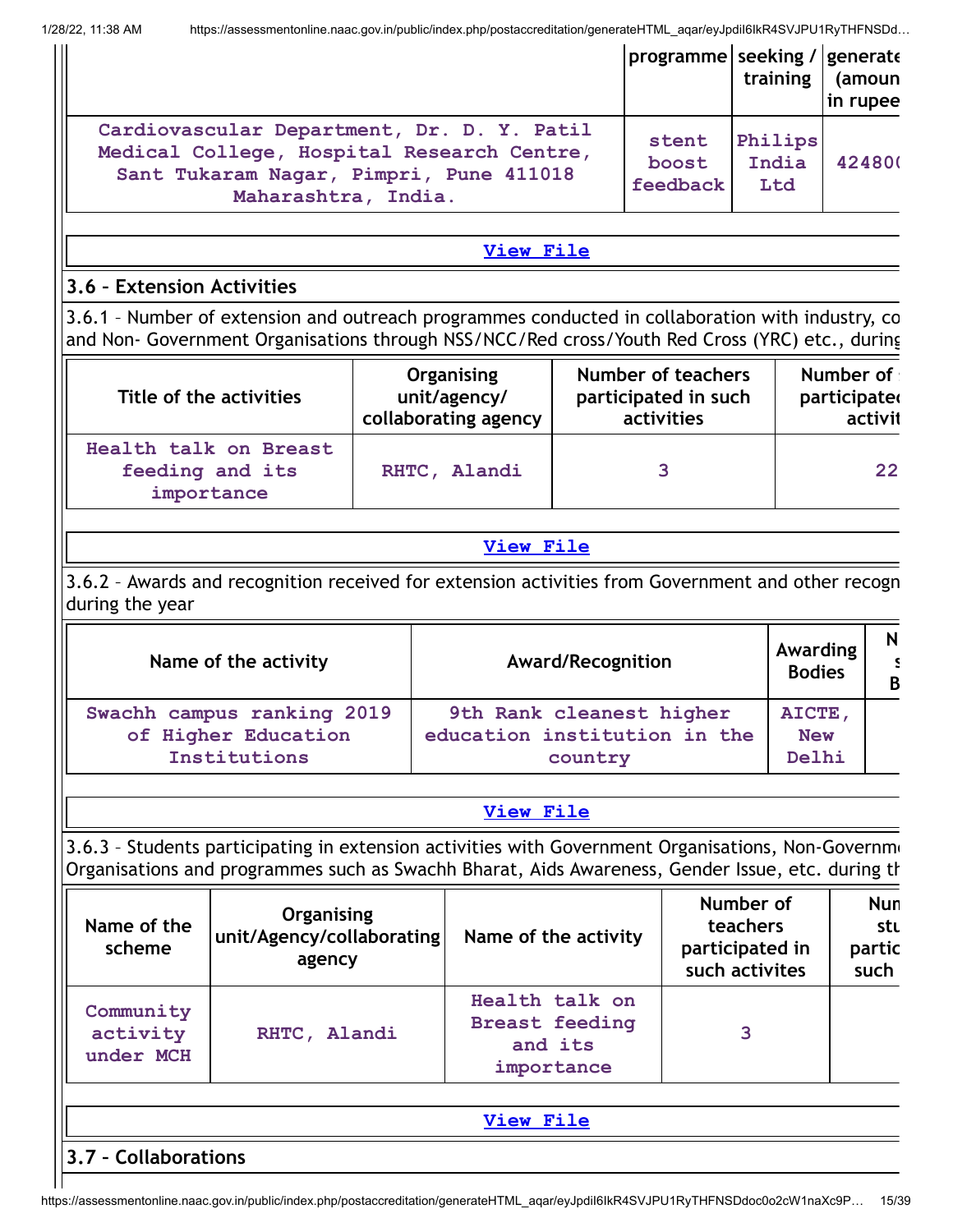| | programme | seeking / training | generate (amoun in rupee |
|---|---|---|---|
| Cardiovascular Department, Dr. D. Y. Patil Medical College, Hospital Research Centre, Sant Tukaram Nagar, Pimpri, Pune 411018 Maharashtra, India. | stent boost feedback | Philips India Ltd | 42480( |

View File

### 3.6 – Extension Activities

3.6.1 – Number of extension and outreach programmes conducted in collaboration with industry, co and Non- Government Organisations through NSS/NCC/Red cross/Youth Red Cross (YRC) etc., during

| Title of the activities | Organising unit/agency/ collaborating agency | Number of teachers participated in such activities | Number of participated activit |
|---|---|---|---|
| Health talk on Breast feeding and its importance | RHTC, Alandi | 3 | 22 |

View File

3.6.2 – Awards and recognition received for extension activities from Government and other recogn during the year

| Name of the activity | Award/Recognition | Awarding Bodies | N s B |
|---|---|---|---|
| Swachh campus ranking 2019 of Higher Education Institutions | 9th Rank cleanest higher education institution in the country | AICTE, New Delhi | |

View File

3.6.3 – Students participating in extension activities with Government Organisations, Non-Governme Organisations and programmes such as Swachh Bharat, Aids Awareness, Gender Issue, etc. during th

| Name of the scheme | Organising unit/Agency/collaborating agency | Name of the activity | Number of teachers participated in such activites | Nun stu partic such |
|---|---|---|---|---|
| Community activity under MCH | RHTC, Alandi | Health talk on Breast feeding and its importance | 3 | |

View File

### 3.7 – Collaborations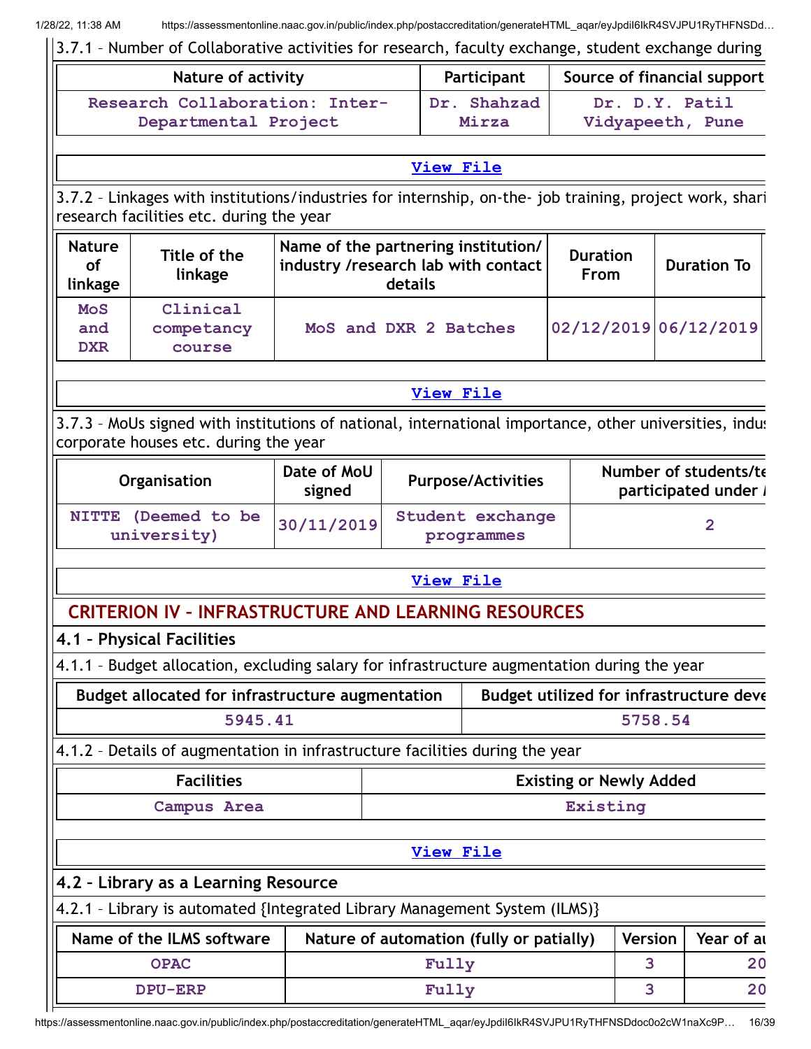3.7.1 – Number of Collaborative activities for research, faculty exchange, student exchange during

| Nature of activity | Participant | Source of financial support |
|---|---|---|
| Research Collaboration: Inter-Departmental Project | Dr. Shahzad Mirza | Dr. D.Y. Patil Vidyapeeth, Pune |

View File

3.7.2 – Linkages with institutions/industries for internship, on-the- job training, project work, shari research facilities etc. during the year

| Nature of linkage | Title of the linkage | Name of the partnering institution/ industry /research lab with contact details | Duration From | Duration To |
|---|---|---|---|---|
| MoS and DXR | Clinical competancy course | MoS and DXR 2 Batches | 02/12/2019 | 06/12/2019 |

View File

3.7.3 – MoUs signed with institutions of national, international importance, other universities, indus corporate houses etc. during the year

| Organisation | Date of MoU signed | Purpose/Activities | Number of students/te participated under |
|---|---|---|---|
| NITTE (Deemed to be university) | 30/11/2019 | Student exchange programmes | 2 |

View File

## CRITERION IV – INFRASTRUCTURE AND LEARNING RESOURCES

### 4.1 – Physical Facilities

4.1.1 – Budget allocation, excluding salary for infrastructure augmentation during the year

| Budget allocated for infrastructure augmentation | Budget utilized for infrastructure deve |
|---|---|
| 5945.41 | 5758.54 |

4.1.2 – Details of augmentation in infrastructure facilities during the year

| Facilities | Existing or Newly Added |
|---|---|
| Campus Area | Existing |

View File

### 4.2 – Library as a Learning Resource

4.2.1 – Library is automated {Integrated Library Management System (ILMS)}

| Name of the ILMS software | Nature of automation (fully or patially) | Version | Year of au |
|---|---|---|---|
| OPAC | Fully | 3 | 20 |
| DPU-ERP | Fully | 3 | 20 |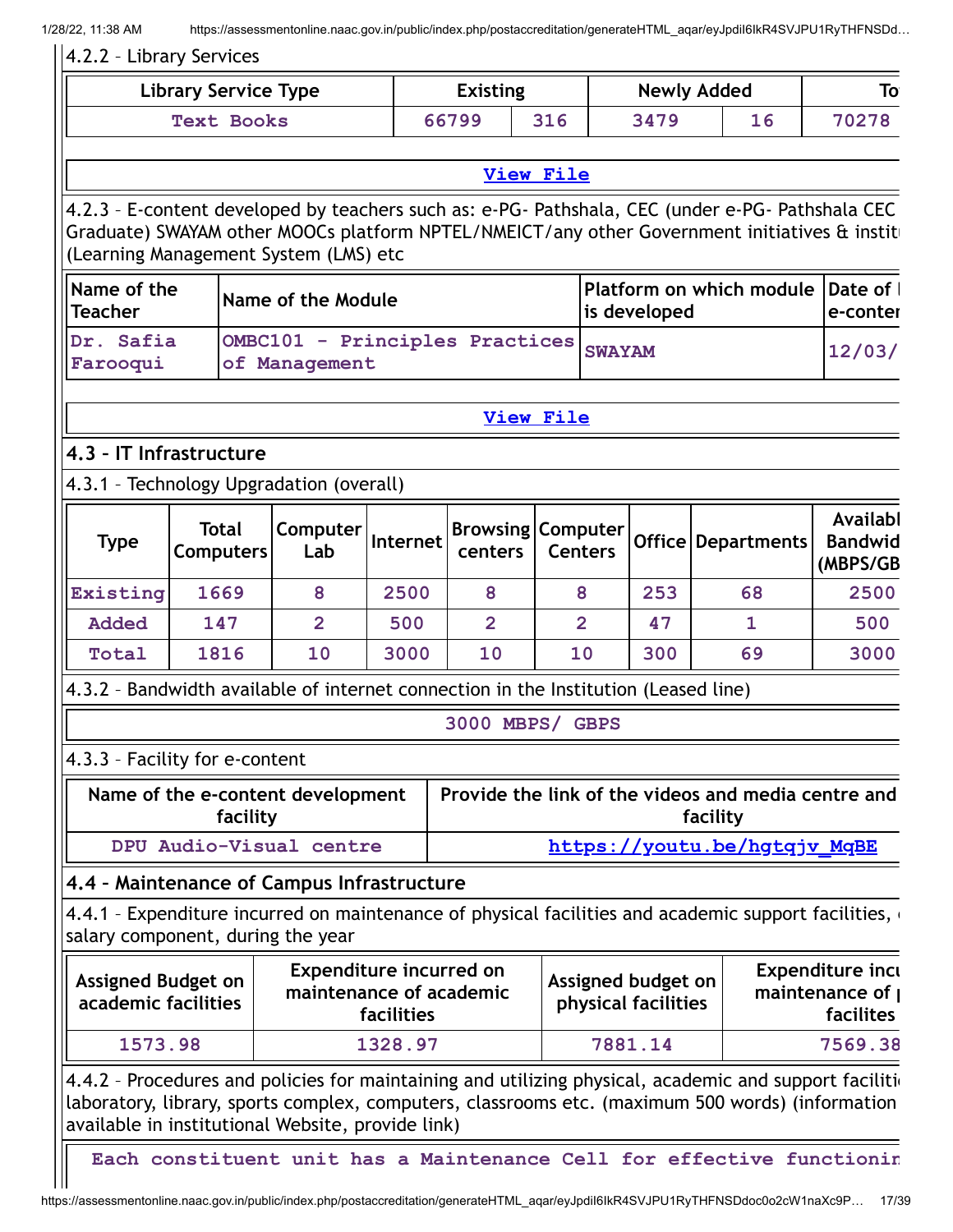4.2.2 – Library Services

| Library Service Type | Existing | | Newly Added | | To |
|---|---|---|---|---|---|
| Text Books | 66799 | 316 | 3479 | 16 | 70278 |

View File

4.2.3 – E-content developed by teachers such as: e-PG- Pathshala, CEC (under e-PG- Pathshala CEC Graduate) SWAYAM other MOOCs platform NPTEL/NMEICT/any other Government initiatives & instit (Learning Management System (LMS) etc

| Name of the Teacher | Name of the Module | Platform on which module is developed | Date of l e-conter |
|---|---|---|---|
| Dr. Safia Farooqui | OMBC101 - Principles Practices of Management | SWAYAM | 12/03/ |

View File

## 4.3 – IT Infrastructure

4.3.1 – Technology Upgradation (overall)

| Type | Total Computers | Computer Lab | Internet | Browsing centers | Computer Centers | Office | Departments | Availabl Bandwid (MBPS/GB |
|---|---|---|---|---|---|---|---|---|
| Existing | 1669 | 8 | 2500 | 8 | 8 | 253 | 68 | 2500 |
| Added | 147 | 2 | 500 | 2 | 2 | 47 | 1 | 500 |
| Total | 1816 | 10 | 3000 | 10 | 10 | 300 | 69 | 3000 |

4.3.2 – Bandwidth available of internet connection in the Institution (Leased line)

3000 MBPS/ GBPS

4.3.3 – Facility for e-content

| Name of the e-content development facility | Provide the link of the videos and media centre and facility |
|---|---|
| DPU Audio-Visual centre | https://youtu.be/hgtqjv_MqBE |

## 4.4 – Maintenance of Campus Infrastructure

4.4.1 – Expenditure incurred on maintenance of physical facilities and academic support facilities, salary component, during the year

| Assigned Budget on academic facilities | Expenditure incurred on maintenance of academic facilities | Assigned budget on physical facilities | Expenditure incu maintenance of facilites |
|---|---|---|---|
| 1573.98 | 1328.97 | 7881.14 | 7569.38 |

4.4.2 – Procedures and policies for maintaining and utilizing physical, academic and support faciliti laboratory, library, sports complex, computers, classrooms etc. (maximum 500 words) (information available in institutional Website, provide link)

Each constituent unit has a Maintenance Cell for effective functionin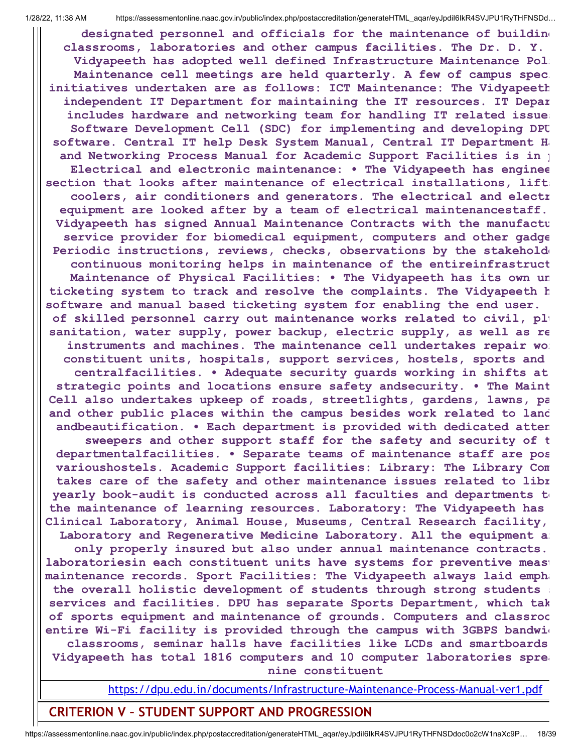designated personnel and officials for the maintenance of buildin classrooms, laboratories and other campus facilities. The Dr. D. Y. Vidyapeeth has adopted well defined Infrastructure Maintenance Pol Maintenance cell meetings are held quarterly. A few of campus spec initiatives undertaken are as follows: ICT Maintenance: The Vidyapeeth independent IT Department for maintaining the IT resources. IT Depar includes hardware and networking team for handling IT related issue Software Development Cell (SDC) for implementing and developing DPU software. Central IT help Desk System Manual, Central IT Department H and Networking Process Manual for Academic Support Facilities is in Electrical and electronic maintenance: • The Vidyapeeth has enginee section that looks after maintenance of electrical installations, lift coolers, air conditioners and generators. The electrical and electr equipment are looked after by a team of electrical maintenancestaff. Vidyapeeth has signed Annual Maintenance Contracts with the manufactu service provider for biomedical equipment, computers and other gadge Periodic instructions, reviews, checks, observations by the stakehold continuous monitoring helps in maintenance of the entireinfrastruct Maintenance of Physical Facilities: • The Vidyapeeth has its own un ticketing system to track and resolve the complaints. The Vidyapeeth h software and manual based ticketing system for enabling the end user. of skilled personnel carry out maintenance works related to civil, pl sanitation, water supply, power backup, electric supply, as well as re instruments and machines. The maintenance cell undertakes repair wo constituent units, hospitals, support services, hostels, sports and centralfacilities. • Adequate security guards working in shifts at strategic points and locations ensure safety andsecurity. • The Maint Cell also undertakes upkeep of roads, streetlights, gardens, lawns, pa and other public places within the campus besides work related to land andbeautification. • Each department is provided with dedicated atte sweepers and other support staff for the safety and security of t departmentalfacilities. • Separate teams of maintenance staff are pos varioushostels. Academic Support facilities: Library: The Library Com takes care of the safety and other maintenance issues related to libr yearly book-audit is conducted across all faculties and departments t the maintenance of learning resources. Laboratory: The Vidyapeeth has Clinical Laboratory, Animal House, Museums, Central Research facility, Laboratory and Regenerative Medicine Laboratory. All the equipment a only properly insured but also under annual maintenance contracts. laboratoriesin each constituent units have systems for preventive meas maintenance records. Sport Facilities: The Vidyapeeth always laid empha the overall holistic development of students through strong students services and facilities. DPU has separate Sports Department, which tak of sports equipment and maintenance of grounds. Computers and classro entire Wi-Fi facility is provided through the campus with 3GBPS bandwi classrooms, seminar halls have facilities like LCDs and smartboards Vidyapeeth has total 1816 computers and 10 computer laboratories spre nine constituent

https://dpu.edu.in/documents/Infrastructure-Maintenance-Process-Manual-ver1.pdf

## CRITERION V – STUDENT SUPPORT AND PROGRESSION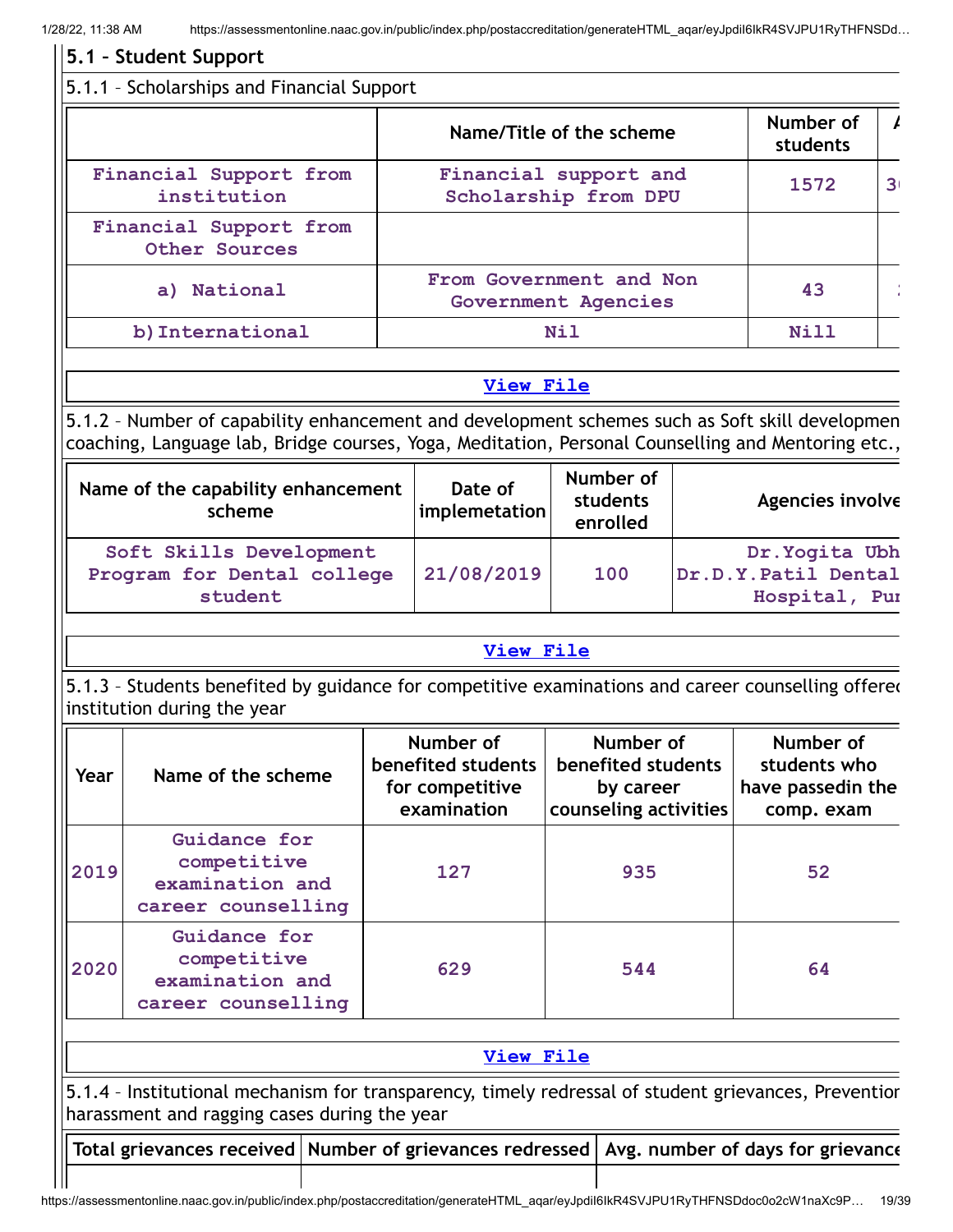## 5.1 – Student Support

### 5.1.1 – Scholarships and Financial Support

| | Name/Title of the scheme | Number of students | A |
|---|---|---|---|
| Financial Support from institution | Financial support and Scholarship from DPU | 1572 | 3 |
| Financial Support from Other Sources | | | |
| a) National | From Government and Non Government Agencies | 43 | 2 |
| b)International | Nil | Nill | |

View File

### 5.1.2 – Number of capability enhancement and development schemes such as Soft skill developmen coaching, Language lab, Bridge courses, Yoga, Meditation, Personal Counselling and Mentoring etc.,

| Name of the capability enhancement scheme | Date of implemetation | Number of students enrolled | Agencies involve |
|---|---|---|---|
| Soft Skills Development Program for Dental college student | 21/08/2019 | 100 | Dr.Yogita Ubh Dr.D.Y.Patil Dental Hospital, Pu |

View File

### 5.1.3 – Students benefited by guidance for competitive examinations and career counselling offere institution during the year

| Year | Name of the scheme | Number of benefited students for competitive examination | Number of benefited students by career counseling activities | Number of students who have passedin the comp. exam |
|---|---|---|---|---|
| 2019 | Guidance for competitive examination and career counselling | 127 | 935 | 52 |
| 2020 | Guidance for competitive examination and career counselling | 629 | 544 | 64 |

View File

### 5.1.4 – Institutional mechanism for transparency, timely redressal of student grievances, Preventior harassment and ragging cases during the year

| Total grievances received | Number of grievances redressed | Avg. number of days for grievance |
|---|---|---|
| | | |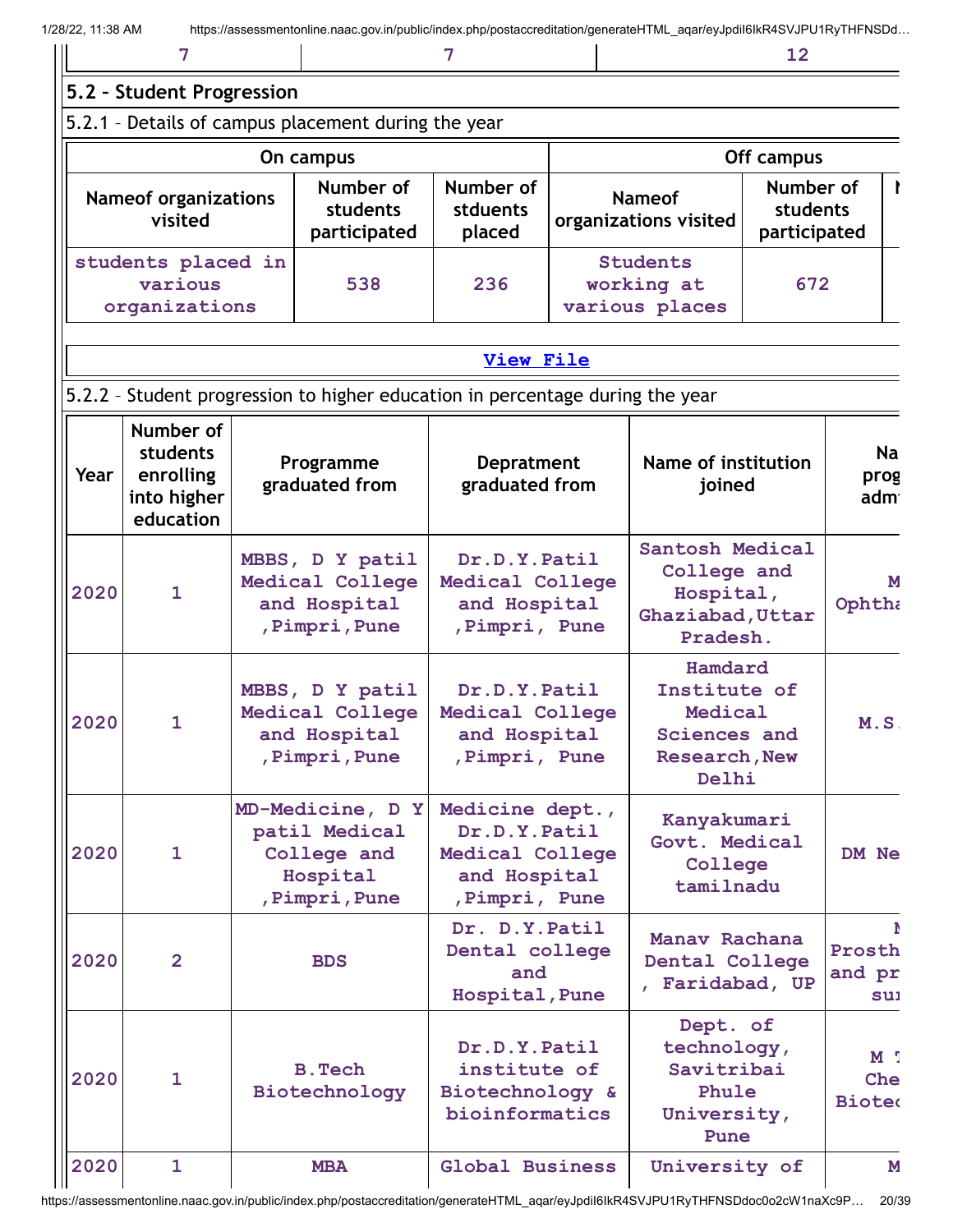| 7 | 7 | 12 |
|---|---|---|

## 5.2 – Student Progression

5.2.1 – Details of campus placement during the year

| On campus | | | Off campus | | |
|---|---|---|---|---|---|
| Nameof organizations visited | Number of students participated | Number of stduents placed | Nameof organizations visited | Number of students participated | N |
| students placed in various organizations | 538 | 236 | Students working at various places | 672 | |

View File

5.2.2 – Student progression to higher education in percentage during the year

| Year | Number of students enrolling into higher education | Programme graduated from | Depratment graduated from | Name of institution joined | Na prog adm |
|---|---|---|---|---|---|
| 2020 | 1 | MBBS, D Y patil Medical College and Hospital ,Pimpri,Pune | Dr.D.Y.Patil Medical College and Hospital ,Pimpri, Pune | Santosh Medical College and Hospital, Ghaziabad,Uttar Pradesh. | M Ophtha |
| 2020 | 1 | MBBS, D Y patil Medical College and Hospital ,Pimpri,Pune | Dr.D.Y.Patil Medical College and Hospital ,Pimpri, Pune | Hamdard Institute of Medical Sciences and Research,New Delhi | M.S. |
| 2020 | 1 | MD-Medicine, D Y patil Medical College and Hospital ,Pimpri,Pune | Medicine dept., Dr.D.Y.Patil Medical College and Hospital ,Pimpri, Pune | Kanyakumari Govt. Medical College tamilnadu | DM Ne |
| 2020 | 2 | BDS | Dr. D.Y.Patil Dental college and Hospital,Pune | Manav Rachana Dental College , Faridabad, UP | M Prosth and pr sur |
| 2020 | 1 | B.Tech Biotechnology | Dr.D.Y.Patil institute of Biotechnology & bioinformatics | Dept. of technology, Savitribai Phule University, Pune | M T Che Biotec |
| 2020 | 1 | MBA | Global Business | University of | M |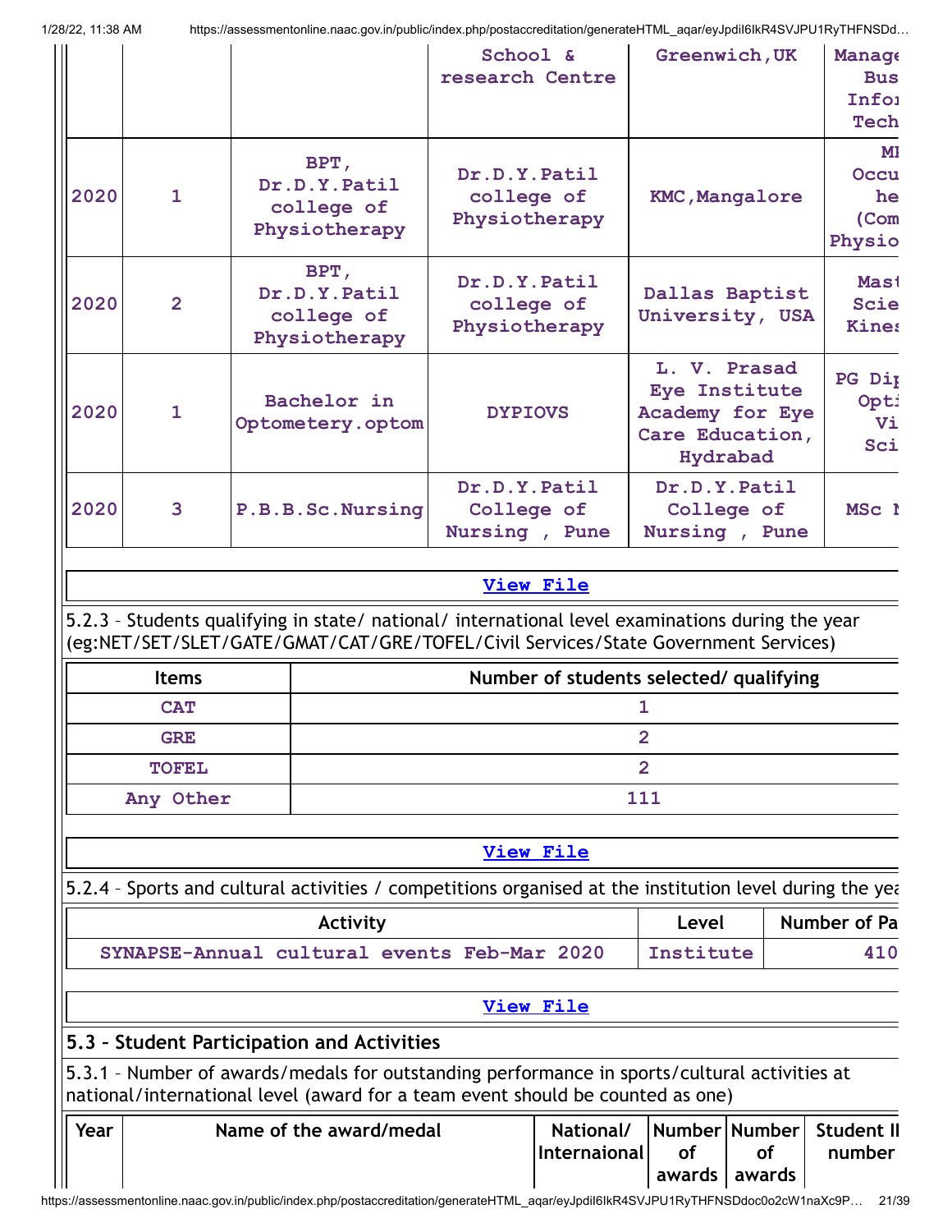|  |  |  | School & research Centre | Greenwich,UK | Manage Bus Info Tech |
| --- | --- | --- | --- | --- | --- |
| 2020 | 1 | BPT, Dr.D.Y.Patil college of Physiotherapy | Dr.D.Y.Patil college of Physiotherapy | KMC,Mangalore | MI Occu he (Com Physio |
| 2020 | 2 | BPT, Dr.D.Y.Patil college of Physiotherapy | Dr.D.Y.Patil college of Physiotherapy | Dallas Baptist University, USA | Mast Scie Kines |
| 2020 | 1 | Bachelor in Optometery.optom | DYPIOVS | L. V. Prasad Eye Institute Academy for Eye Care Education, Hydrabad | PG Dip Opti Vi Sci |
| 2020 | 3 | P.B.B.Sc.Nursing | Dr.D.Y.Patil College of Nursing , Pune | Dr.D.Y.Patil College of Nursing , Pune | MSc N |

[View File](#)

5.2.3 – Students qualifying in state/ national/ international level examinations during the year (eg:NET/SET/SLET/GATE/GMAT/CAT/GRE/TOFEL/Civil Services/State Government Services)

| Items | Number of students selected/ qualifying |
| --- | --- |
| CAT | 1 |
| GRE | 2 |
| TOFEL | 2 |
| Any Other | 111 |

[View File](#)

5.2.4 – Sports and cultural activities / competitions organised at the institution level during the yea

| Activity | Level | Number of Pa |
| --- | --- | --- |
| SYNAPSE-Annual cultural events Feb-Mar 2020 | Institute | 410 |

[View File](#)

## 5.3 – Student Participation and Activities

5.3.1 – Number of awards/medals for outstanding performance in sports/cultural activities at national/international level (award for a team event should be counted as one)

| Year | Name of the award/medal | National/ Internaional | Number of awards | Number of awards | Student II number |
| --- | --- | --- | --- | --- | --- |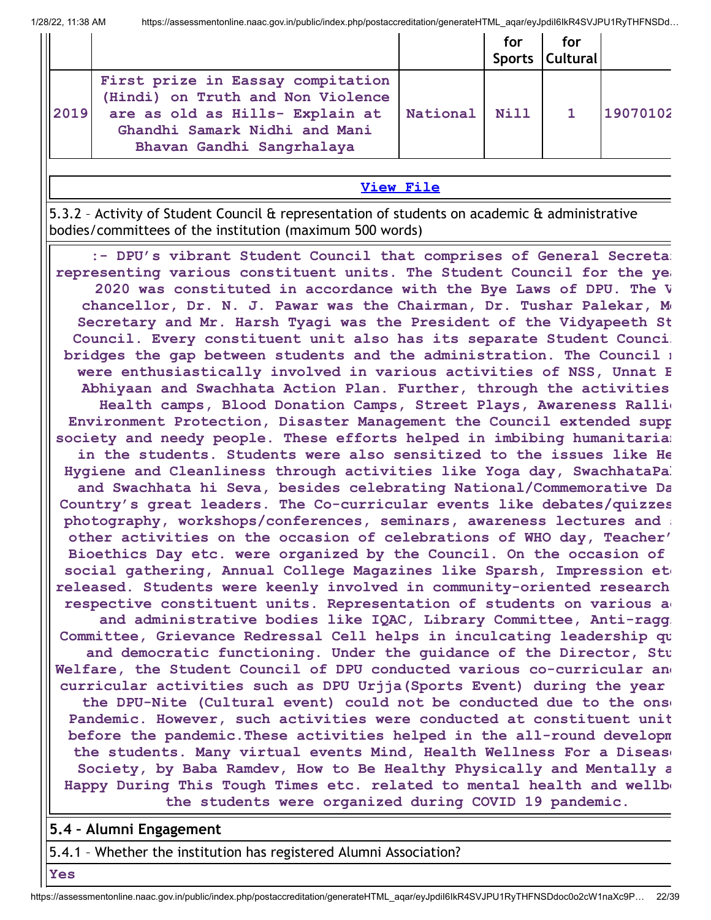| | | | for Sports | for Cultural | |
|---|---|---|---|---|---|
| 2019 | First prize in Eassay compitation (Hindi) on Truth and Non Violence are as old as Hills- Explain at Ghandhi Samark Nidhi and Mani Bhavan Gandhi Sangrhalaya | National | Nill | 1 | 19070102 |

**View File**

5.3.2 – Activity of Student Council & representation of students on academic & administrative bodies/committees of the institution (maximum 500 words)

:- DPU's vibrant Student Council that comprises of General Secreta representing various constituent units. The Student Council for the ye 2020 was constituted in accordance with the Bye Laws of DPU. The V chancellor, Dr. N. J. Pawar was the Chairman, Dr. Tushar Palekar, M Secretary and Mr. Harsh Tyagi was the President of the Vidyapeeth St Council. Every constituent unit also has its separate Student Counci bridges the gap between students and the administration. The Council were enthusiastically involved in various activities of NSS, Unnat E Abhiyaan and Swachhata Action Plan. Further, through the activities Health camps, Blood Donation Camps, Street Plays, Awareness Ralli Environment Protection, Disaster Management the Council extended supp society and needy people. These efforts helped in imbibing humanitaria in the students. Students were also sensitized to the issues like He Hygiene and Cleanliness through activities like Yoga day, SwachhataPa and Swachhata hi Seva, besides celebrating National/Commemorative Da Country's great leaders. The Co-curricular events like debates/quizzes photography, workshops/conferences, seminars, awareness lectures and other activities on the occasion of celebrations of WHO day, Teacher' Bioethics Day etc. were organized by the Council. On the occasion of social gathering, Annual College Magazines like Sparsh, Impression et released. Students were keenly involved in community-oriented research respective constituent units. Representation of students on various a and administrative bodies like IQAC, Library Committee, Anti-ragg Committee, Grievance Redressal Cell helps in inculcating leadership qu and democratic functioning. Under the guidance of the Director, Stu Welfare, the Student Council of DPU conducted various co-curricular an curricular activities such as DPU Urjja(Sports Event) during the year the DPU-Nite (Cultural event) could not be conducted due to the ons Pandemic. However, such activities were conducted at constituent unit before the pandemic.These activities helped in the all-round developm the students. Many virtual events Mind, Health Wellness For a Diseas Society, by Baba Ramdev, How to Be Healthy Physically and Mentally a Happy During This Tough Times etc. related to mental health and wellb the students were organized during COVID 19 pandemic.

## 5.4 – Alumni Engagement

5.4.1 – Whether the institution has registered Alumni Association?

**Yes**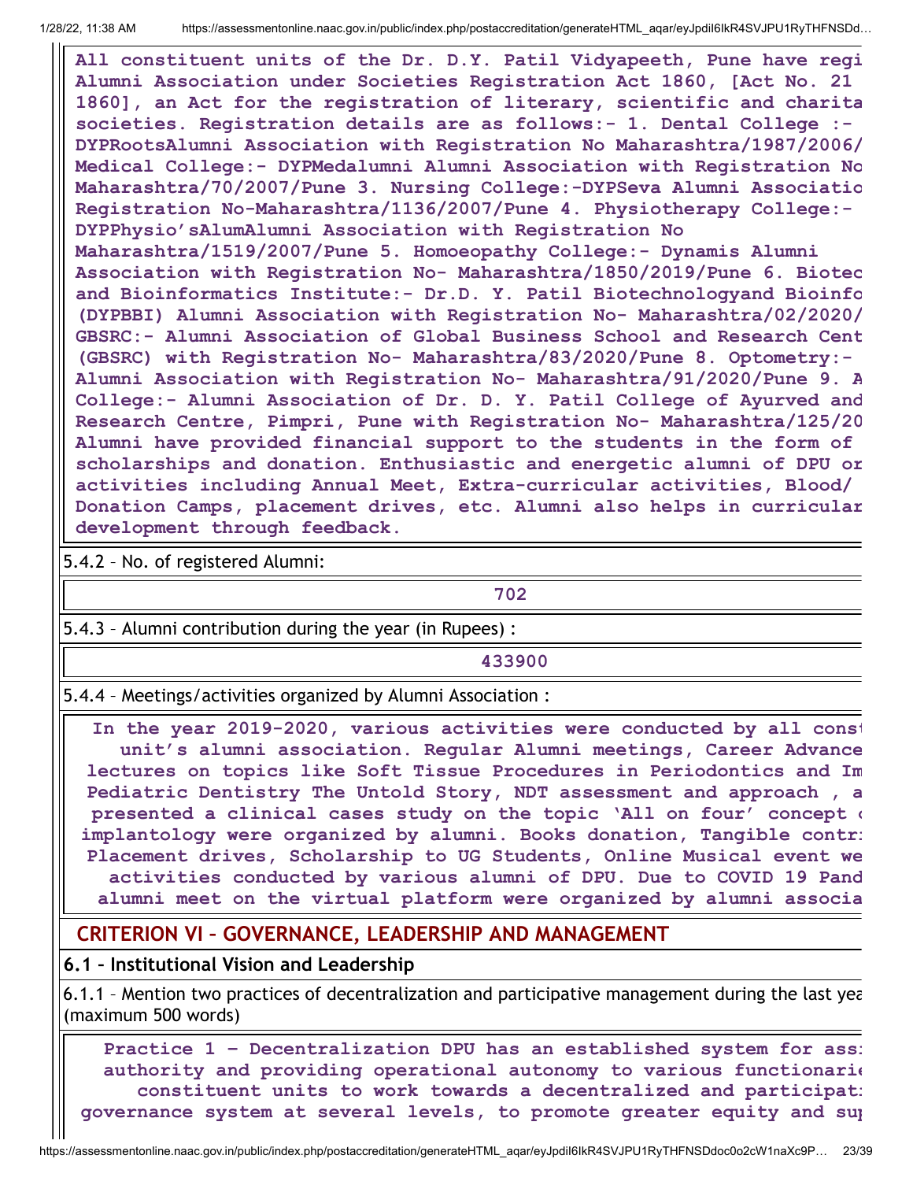All constituent units of the Dr. D.Y. Patil Vidyapeeth, Pune have regi Alumni Association under Societies Registration Act 1860, [Act No. 21 1860], an Act for the registration of literary, scientific and charita societies. Registration details are as follows:- 1. Dental College :- DYPRootsAlumni Association with Registration No Maharashtra/1987/2006/ Medical College:- DYPMedalumni Alumni Association with Registration No Maharashtra/70/2007/Pune 3. Nursing College:-DYPSeva Alumni Associatio Registration No-Maharashtra/1136/2007/Pune 4. Physiotherapy College:- DYPPhysio'sAlumAlumni Association with Registration No Maharashtra/1519/2007/Pune 5. Homoeopathy College:- Dynamis Alumni Association with Registration No- Maharashtra/1850/2019/Pune 6. Biotec and Bioinformatics Institute:- Dr.D. Y. Patil Biotechnologyand Bioinfo (DYPBBI) Alumni Association with Registration No- Maharashtra/02/2020/ GBSRC:- Alumni Association of Global Business School and Research Cent (GBSRC) with Registration No- Maharashtra/83/2020/Pune 8. Optometry:- Alumni Association with Registration No- Maharashtra/91/2020/Pune 9. A College:- Alumni Association of Dr. D. Y. Patil College of Ayurved and Research Centre, Pimpri, Pune with Registration No- Maharashtra/125/20 Alumni have provided financial support to the students in the form of scholarships and donation. Enthusiastic and energetic alumni of DPU or activities including Annual Meet, Extra-curricular activities, Blood/ Donation Camps, placement drives, etc. Alumni also helps in curricular development through feedback.

5.4.2 – No. of registered Alumni:

| 702 |
|---|

5.4.3 – Alumni contribution during the year (in Rupees) :

| 433900 |
|---|

5.4.4 – Meetings/activities organized by Alumni Association :

In the year 2019-2020, various activities were conducted by all const unit's alumni association. Regular Alumni meetings, Career Advance lectures on topics like Soft Tissue Procedures in Periodontics and Im Pediatric Dentistry The Untold Story, NDT assessment and approach , a presented a clinical cases study on the topic 'All on four' concept o implantology were organized by alumni. Books donation, Tangible contr Placement drives, Scholarship to UG Students, Online Musical event we activities conducted by various alumni of DPU. Due to COVID 19 Pand alumni meet on the virtual platform were organized by alumni associa

## CRITERION VI – GOVERNANCE, LEADERSHIP AND MANAGEMENT

### 6.1 – Institutional Vision and Leadership

6.1.1 – Mention two practices of decentralization and participative management during the last yea (maximum 500 words)

Practice 1 – Decentralization DPU has an established system for ass authority and providing operational autonomy to various functionarie constituent units to work towards a decentralized and participat governance system at several levels, to promote greater equity and su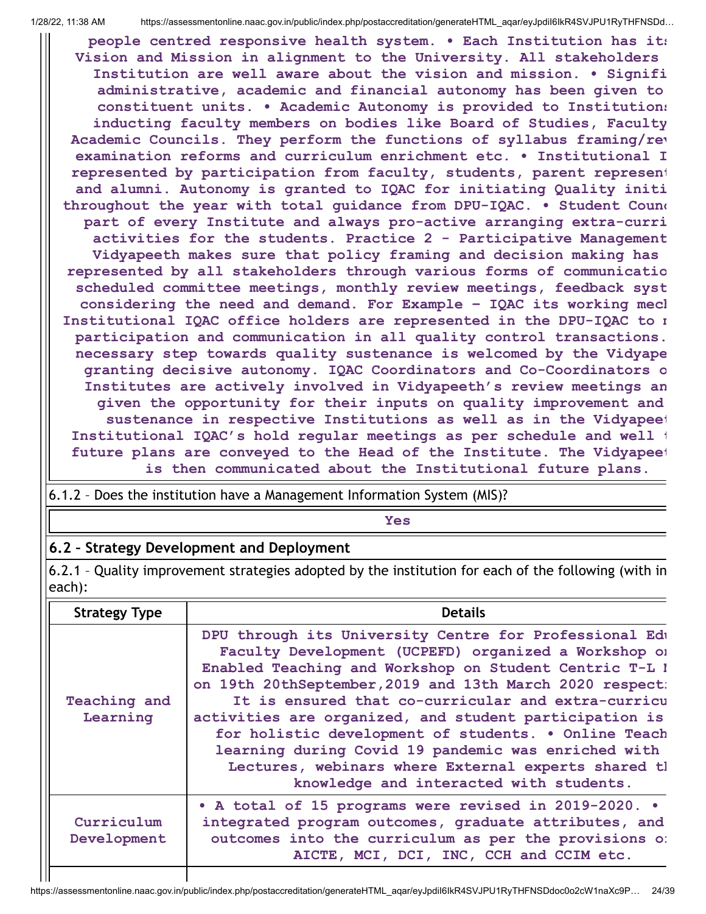people centred responsive health system. • Each Institution has its Vision and Mission in alignment to the University. All stakeholders Institution are well aware about the vision and mission. • Signifi administrative, academic and financial autonomy has been given to constituent units. • Academic Autonomy is provided to Institutions inducting faculty members on bodies like Board of Studies, Faculty Academic Councils. They perform the functions of syllabus framing/rev examination reforms and curriculum enrichment etc. • Institutional I represented by participation from faculty, students, parent represent and alumni. Autonomy is granted to IQAC for initiating Quality initi throughout the year with total guidance from DPU-IQAC. • Student Coun part of every Institute and always pro-active arranging extra-curri activities for the students. Practice 2 - Participative Management Vidyapeeth makes sure that policy framing and decision making has represented by all stakeholders through various forms of communicatio scheduled committee meetings, monthly review meetings, feedback syst considering the need and demand. For Example – IQAC its working mech Institutional IQAC office holders are represented in the DPU-IQAC to r participation and communication in all quality control transactions. necessary step towards quality sustenance is welcomed by the Vidyape granting decisive autonomy. IQAC Coordinators and Co-Coordinators o Institutes are actively involved in Vidyapeeth's review meetings an given the opportunity for their inputs on quality improvement and sustenance in respective Institutions as well as in the Vidyapeet Institutional IQAC's hold regular meetings as per schedule and well f future plans are conveyed to the Head of the Institute. The Vidyapeet is then communicated about the Institutional future plans.

6.1.2 – Does the institution have a Management Information System (MIS)?

Yes

## 6.2 – Strategy Development and Deployment

6.2.1 – Quality improvement strategies adopted by the institution for each of the following (with in each):

| Strategy Type | Details |
|---|---|
| Teaching and Learning | DPU through its University Centre for Professional Edu Faculty Development (UCPEFD) organized a Workshop on Enabled Teaching and Workshop on Student Centric T-L M on 19th 20thSeptember,2019 and 13th March 2020 respecti It is ensured that co-curricular and extra-curricu activities are organized, and student participation is for holistic development of students. • Online Teach learning during Covid 19 pandemic was enriched with Lectures, webinars where External experts shared th knowledge and interacted with students. |
| Curriculum Development | • A total of 15 programs were revised in 2019-2020. • integrated program outcomes, graduate attributes, and outcomes into the curriculum as per the provisions of AICTE, MCI, DCI, INC, CCH and CCIM etc. |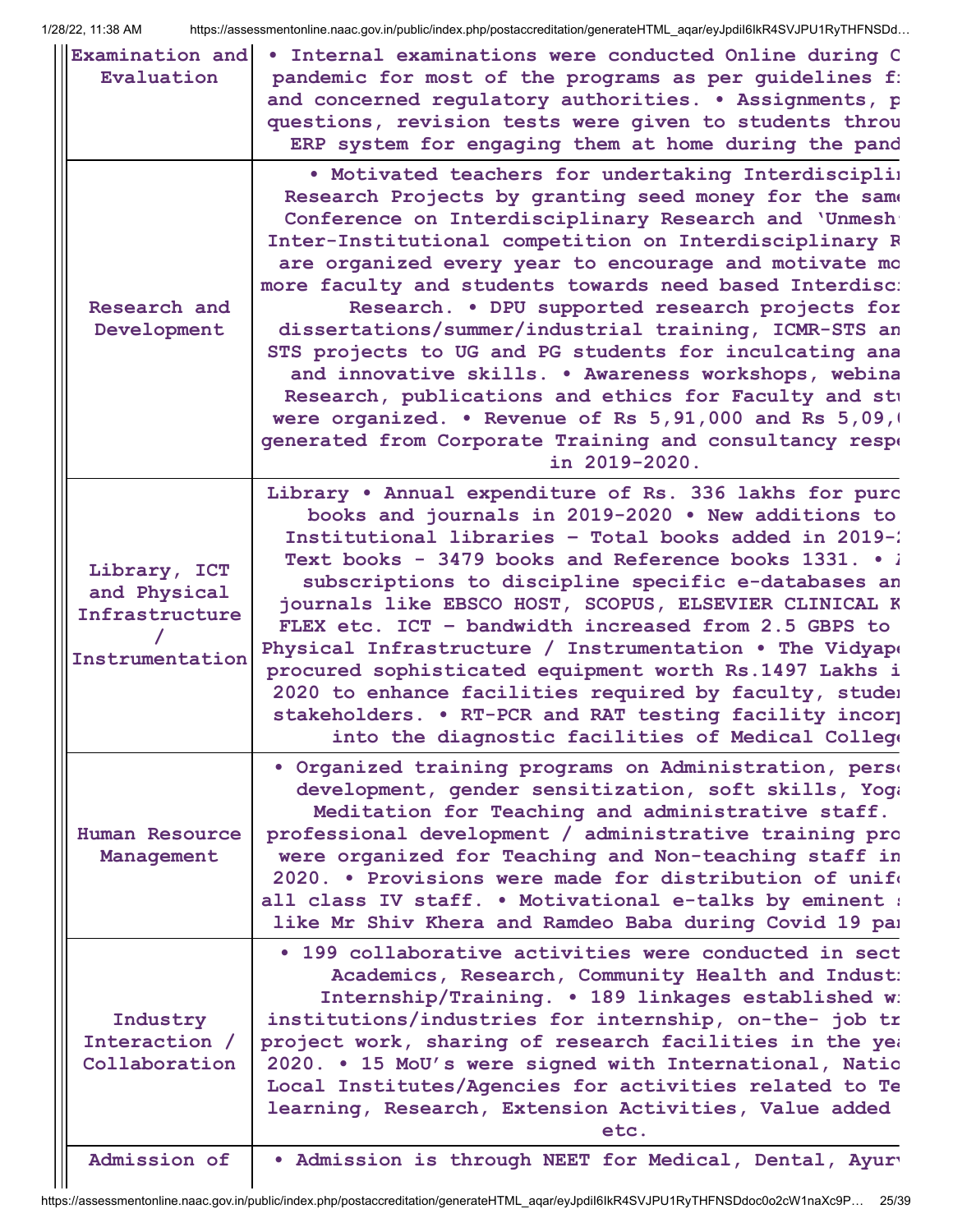| | |
|---|---|
| Examination and Evaluation | • Internal examinations were conducted Online during C pandemic for most of the programs as per guidelines f: and concerned regulatory authorities. • Assignments, p questions, revision tests were given to students throu ERP system for engaging them at home during the pand |
| Research and Development | • Motivated teachers for undertaking Interdisciplin Research Projects by granting seed money for the same Conference on Interdisciplinary Research and 'Unmesh' Inter-Institutional competition on Interdisciplinary R are organized every year to encourage and motivate mo more faculty and students towards need based Interdisc: Research. • DPU supported research projects for dissertations/summer/industrial training, ICMR-STS an STS projects to UG and PG students for inculcating ana and innovative skills. • Awareness workshops, webina Research, publications and ethics for Faculty and stu were organized. • Revenue of Rs 5,91,000 and Rs 5,09,( generated from Corporate Training and consultancy respe in 2019-2020. |
| Library, ICT and Physical Infrastructure / Instrumentation | Library • Annual expenditure of Rs. 336 lakhs for purc books and journals in 2019-2020 • New additions to Institutional libraries - Total books added in 2019-: Text books - 3479 books and Reference books 1331. • A subscriptions to discipline specific e-databases an journals like EBSCO HOST, SCOPUS, ELSEVIER CLINICAL K FLEX etc. ICT - bandwidth increased from 2.5 GBPS to Physical Infrastructure / Instrumentation • The Vidyape procured sophisticated equipment worth Rs.1497 Lakhs i 2020 to enhance facilities required by faculty, studer stakeholders. • RT-PCR and RAT testing facility incorp into the diagnostic facilities of Medical College |
| Human Resource Management | • Organized training programs on Administration, perso development, gender sensitization, soft skills, Yoga Meditation for Teaching and administrative staff. professional development / administrative training pro were organized for Teaching and Non-teaching staff in 2020. • Provisions were made for distribution of unifo all class IV staff. • Motivational e-talks by eminent s like Mr Shiv Khera and Ramdeo Baba during Covid 19 pa |
| Industry Interaction / Collaboration | • 199 collaborative activities were conducted in sect Academics, Research, Community Health and Indust: Internship/Training. • 189 linkages established w: institutions/industries for internship, on-the- job tr project work, sharing of research facilities in the yea 2020. • 15 MoU's were signed with International, Natio Local Institutes/Agencies for activities related to Te learning, Research, Extension Activities, Value added etc. |
| Admission of | • Admission is through NEET for Medical, Dental, Ayurv |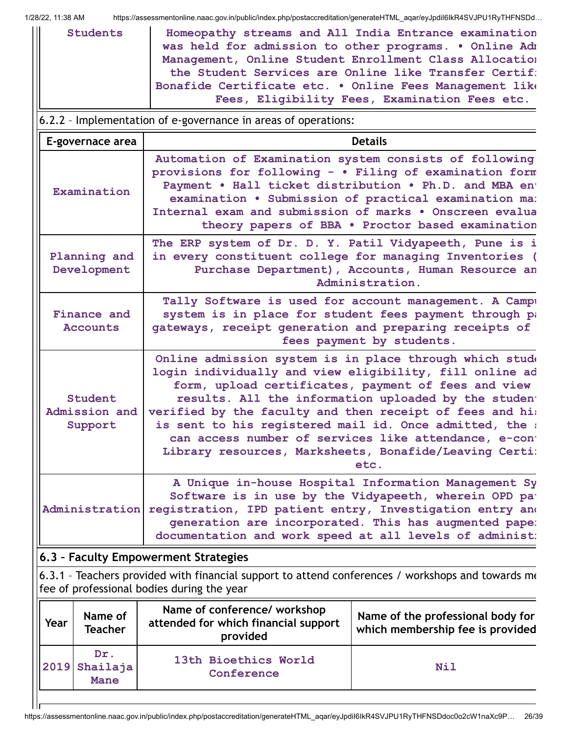| Students | Homeopathy streams and All India Entrance examination was held for admission to other programs. • Online Adr Management, Online Student Enrollment Class Allocation the Student Services are Online like Transfer Certifi Bonafide Certificate etc. • Online Fees Management like Fees, Eligibility Fees, Examination Fees etc. |
|---|---|

6.2.2 – Implementation of e-governance in areas of operations:

| E-governace area | Details |
|---|---|
| Examination | Automation of Examination system consists of following provisions for following – • Filing of examination form Payment • Hall ticket distribution • Ph.D. and MBA ent examination • Submission of practical examination ma: Internal exam and submission of marks • Onscreen evalua theory papers of BBA • Proctor based examination |
| Planning and Development | The ERP system of Dr. D. Y. Patil Vidyapeeth, Pune is i in every constituent college for managing Inventories ( Purchase Department), Accounts, Human Resource an Administration. |
| Finance and Accounts | Tally Software is used for account management. A Campu system is in place for student fees payment through pa gateways, receipt generation and preparing receipts of fees payment by students. |
| Student Admission and Support | Online admission system is in place through which stude login individually and view eligibility, fill online ad form, upload certificates, payment of fees and view results. All the information uploaded by the student verified by the faculty and then receipt of fees and his is sent to his registered mail id. Once admitted, the s can access number of services like attendance, e-cont Library resources, Marksheets, Bonafide/Leaving Certi: etc. |
| Administration | A Unique in-house Hospital Information Management Sy Software is in use by the Vidyapeeth, wherein OPD pat registration, IPD patient entry, Investigation entry and generation are incorporated. This has augmented pape: documentation and work speed at all levels of administ: |

## 6.3 – Faculty Empowerment Strategies

6.3.1 – Teachers provided with financial support to attend conferences / workshops and towards me fee of professional bodies during the year

| Year | Name of Teacher | Name of conference/ workshop attended for which financial support provided | Name of the professional body for which membership fee is provided |
|---|---|---|---|
| 2019 | Dr. Shailaja Mane | 13th Bioethics World Conference | Nil |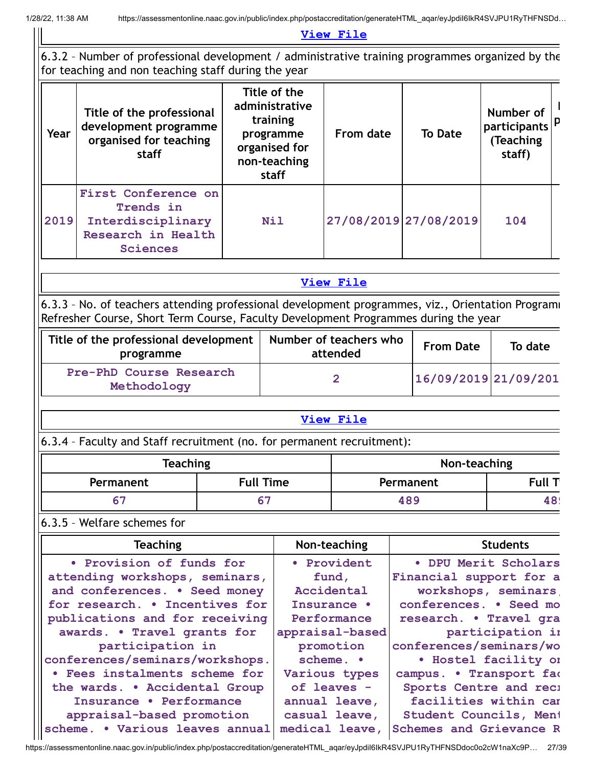View File

6.3.2 – Number of professional development / administrative training programmes organized by the for teaching and non teaching staff during the year

| Year | Title of the professional development programme organised for teaching staff | Title of the administrative training programme organised for non-teaching staff | From date | To Date | Number of participants (Teaching staff) |
|---|---|---|---|---|---|
| 2019 | First Conference on Trends in Interdisciplinary Research in Health Sciences | Nil | 27/08/2019 | 27/08/2019 | 104 |

View File

6.3.3 – No. of teachers attending professional development programmes, viz., Orientation Programi Refresher Course, Short Term Course, Faculty Development Programmes during the year

| Title of the professional development programme | Number of teachers who attended | From Date | To date |
|---|---|---|---|
| Pre-PhD Course Research Methodology | 2 | 16/09/2019 | 21/09/201 |

View File

6.3.4 – Faculty and Staff recruitment (no. for permanent recruitment):

| Teaching | | Non-teaching | |
|---|---|---|---|
| Permanent | Full Time | Permanent | Full T |
| 67 | 67 | 489 | 48 |

6.3.5 – Welfare schemes for

| Teaching | Non-teaching | Students |
|---|---|---|
| • Provision of funds for attending workshops, seminars, and conferences. • Seed money for research. • Incentives for publications and for receiving awards. • Travel grants for participation in conferences/seminars/workshops. • Fees instalments scheme for the wards. • Accidental Group Insurance • Performance appraisal-based promotion scheme. • Various leaves annual | • Provident fund, Accidental Insurance • Performance appraisal-based promotion scheme. • Various types of leaves - annual leave, casual leave, medical leave, | • DPU Merit Scholars Financial support for a workshops, seminars conferences. • Seed mo research. • Travel gra participation ir conferences/seminars/wo • Hostel facility or campus. • Transport fac Sports Centre and recı facilities within car Student Councils, Ment Schemes and Grievance R |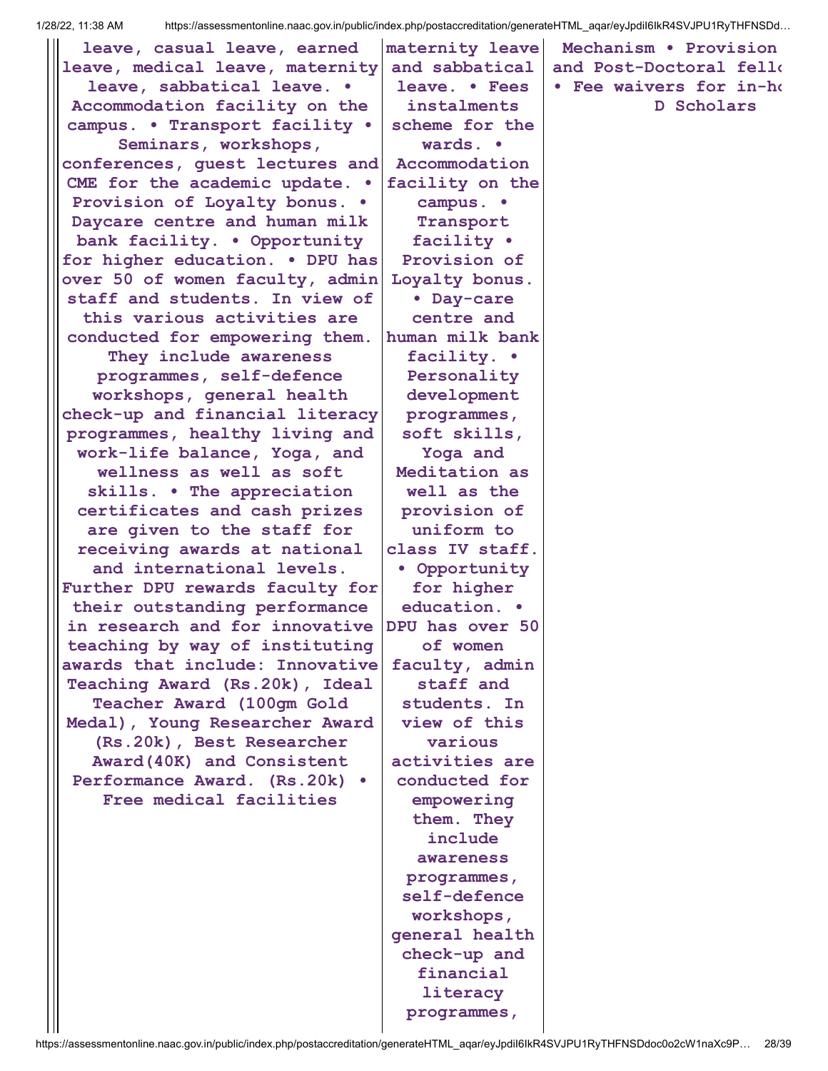| | | |
|---|---|---|
| leave, casual leave, earned leave, medical leave, maternity leave, sabbatical leave. • Accommodation facility on the campus. • Transport facility • Seminars, workshops, conferences, guest lectures and CME for the academic update. • Provision of Loyalty bonus. • Daycare centre and human milk bank facility. • Opportunity for higher education. • DPU has over 50 of women faculty, admin staff and students. In view of this various activities are conducted for empowering them. They include awareness programmes, self-defence workshops, general health check-up and financial literacy programmes, healthy living and work-life balance, Yoga, and wellness as well as soft skills. • The appreciation certificates and cash prizes are given to the staff for receiving awards at national and international levels. Further DPU rewards faculty for their outstanding performance in research and for innovative teaching by way of instituting awards that include: Innovative Teaching Award (Rs.20k), Ideal Teacher Award (100gm Gold Medal), Young Researcher Award (Rs.20k), Best Researcher Award(40K) and Consistent Performance Award. (Rs.20k) • Free medical facilities | maternity leave and sabbatical leave. • Fees instalments scheme for the wards. • Accommodation facility on the campus. • Transport facility • Provision of Loyalty bonus. • Day-care centre and human milk bank facility. • Personality development programmes, soft skills, Yoga and Meditation as well as the provision of uniform to class IV staff. • Opportunity for higher education. • DPU has over 50 of women faculty, admin staff and students. In view of this various activities are conducted for empowering them. They include awareness programmes, self-defence workshops, general health check-up and financial literacy programmes, | Mechanism • Provision and Post-Doctoral fello • Fee waivers for in-ho D Scholars |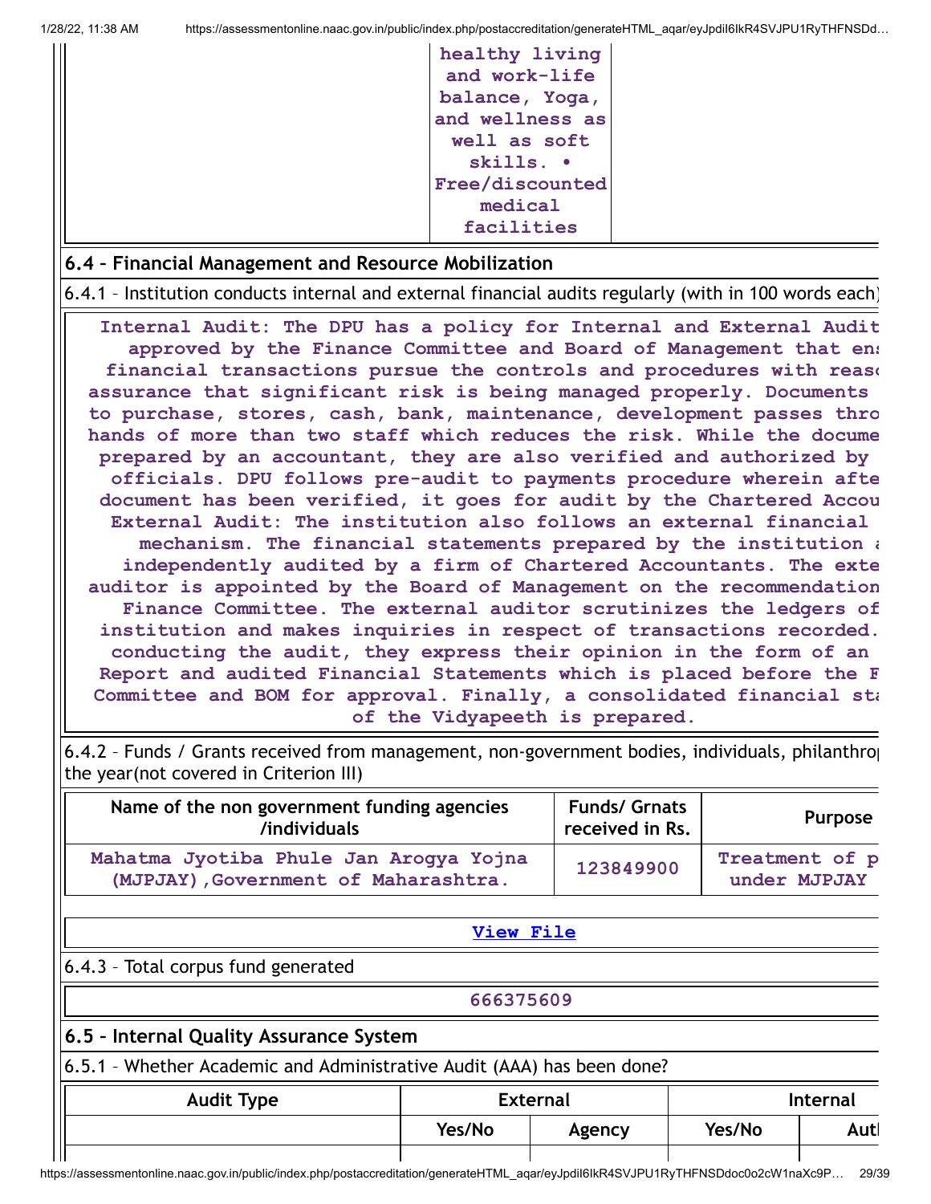| | healthy living and work-life balance, Yoga, and wellness as well as soft skills. • Free/discounted medical facilities | |
|---|---|---|

## 6.4 – Financial Management and Resource Mobilization

6.4.1 – Institution conducts internal and external financial audits regularly (with in 100 words each)

Internal Audit: The DPU has a policy for Internal and External Audit approved by the Finance Committee and Board of Management that ens financial transactions pursue the controls and procedures with reaso assurance that significant risk is being managed properly. Documents to purchase, stores, cash, bank, maintenance, development passes thro hands of more than two staff which reduces the risk. While the docume prepared by an accountant, they are also verified and authorized by officials. DPU follows pre-audit to payments procedure wherein afte document has been verified, it goes for audit by the Chartered Accou External Audit: The institution also follows an external financial mechanism. The financial statements prepared by the institution a independently audited by a firm of Chartered Accountants. The exte auditor is appointed by the Board of Management on the recommendation Finance Committee. The external auditor scrutinizes the ledgers of institution and makes inquiries in respect of transactions recorded. conducting the audit, they express their opinion in the form of an Report and audited Financial Statements which is placed before the F Committee and BOM for approval. Finally, a consolidated financial sta of the Vidyapeeth is prepared.

6.4.2 – Funds / Grants received from management, non-government bodies, individuals, philanthro the year(not covered in Criterion III)

| Name of the non government funding agencies /individuals | Funds/ Grnats received in Rs. | Purpose |
|---|---|---|
| Mahatma Jyotiba Phule Jan Arogya Yojna (MJPJAY),Government of Maharashtra. | 123849900 | Treatment of p under MJPJAY |

View File

6.4.3 – Total corpus fund generated

666375609

## 6.5 – Internal Quality Assurance System

6.5.1 – Whether Academic and Administrative Audit (AAA) has been done?

| Audit Type | External | | Internal | |
|---|---|---|---|---|
| | Yes/No | Agency | Yes/No | Aut |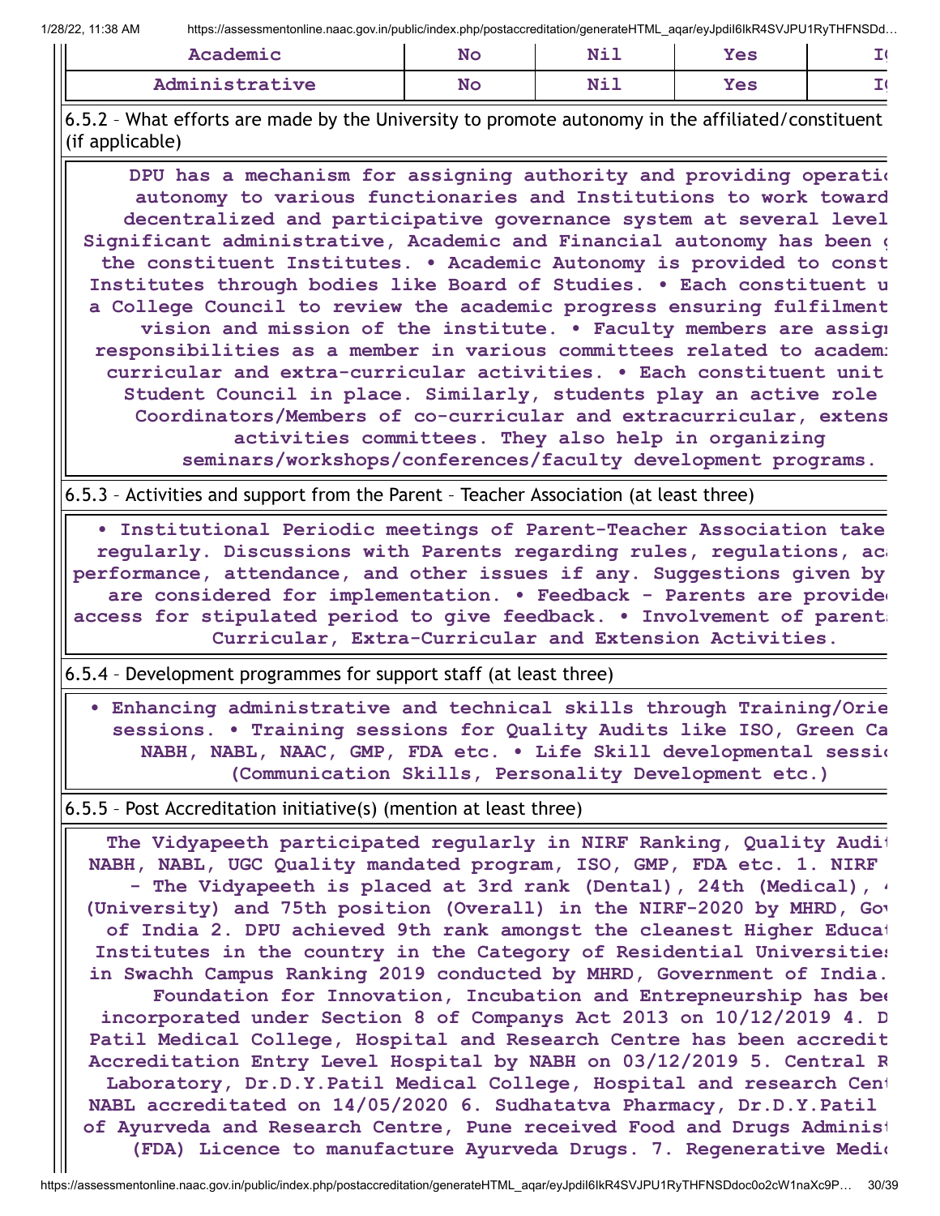| Academic | No | Nil | Yes | I( |
|---|---|---|---|---|
| Administrative | No | Nil | Yes | I( |

6.5.2 – What efforts are made by the University to promote autonomy in the affiliated/constituent (if applicable)

DPU has a mechanism for assigning authority and providing operatio autonomy to various functionaries and Institutions to work toward decentralized and participative governance system at several level Significant administrative, Academic and Financial autonomy has been g the constituent Institutes. • Academic Autonomy is provided to const Institutes through bodies like Board of Studies. • Each constituent u a College Council to review the academic progress ensuring fulfilment vision and mission of the institute. • Faculty members are assign responsibilities as a member in various committees related to academi curricular and extra-curricular activities. • Each constituent unit Student Council in place. Similarly, students play an active role Coordinators/Members of co-curricular and extracurricular, extens activities committees. They also help in organizing seminars/workshops/conferences/faculty development programs.

6.5.3 – Activities and support from the Parent – Teacher Association (at least three)

• Institutional Periodic meetings of Parent-Teacher Association take regularly. Discussions with Parents regarding rules, regulations, aca performance, attendance, and other issues if any. Suggestions given by are considered for implementation. • Feedback - Parents are provided access for stipulated period to give feedback. • Involvement of parent Curricular, Extra-Curricular and Extension Activities.

6.5.4 – Development programmes for support staff (at least three)

• Enhancing administrative and technical skills through Training/Orie sessions. • Training sessions for Quality Audits like ISO, Green Ca NABH, NABL, NAAC, GMP, FDA etc. • Life Skill developmental sessio (Communication Skills, Personality Development etc.)

6.5.5 – Post Accreditation initiative(s) (mention at least three)

The Vidyapeeth participated regularly in NIRF Ranking, Quality Audit NABH, NABL, UGC Quality mandated program, ISO, GMP, FDA etc. 1. NIRF - The Vidyapeeth is placed at 3rd rank (Dental), 24th (Medical), 4 (University) and 75th position (Overall) in the NIRF-2020 by MHRD, Gov of India 2. DPU achieved 9th rank amongst the cleanest Higher Educat Institutes in the country in the Category of Residential Universities in Swachh Campus Ranking 2019 conducted by MHRD, Government of India. Foundation for Innovation, Incubation and Entrepneurship has bee incorporated under Section 8 of Companys Act 2013 on 10/12/2019 4. D Patil Medical College, Hospital and Research Centre has been accredit Accreditation Entry Level Hospital by NABH on 03/12/2019 5. Central R Laboratory, Dr.D.Y.Patil Medical College, Hospital and research Cent NABL accredited on 14/05/2020 6. Sudhatatva Pharmacy, Dr.D.Y.Patil of Ayurveda and Research Centre, Pune received Food and Drugs Administ (FDA) Licence to manufacture Ayurveda Drugs. 7. Regenerative Medic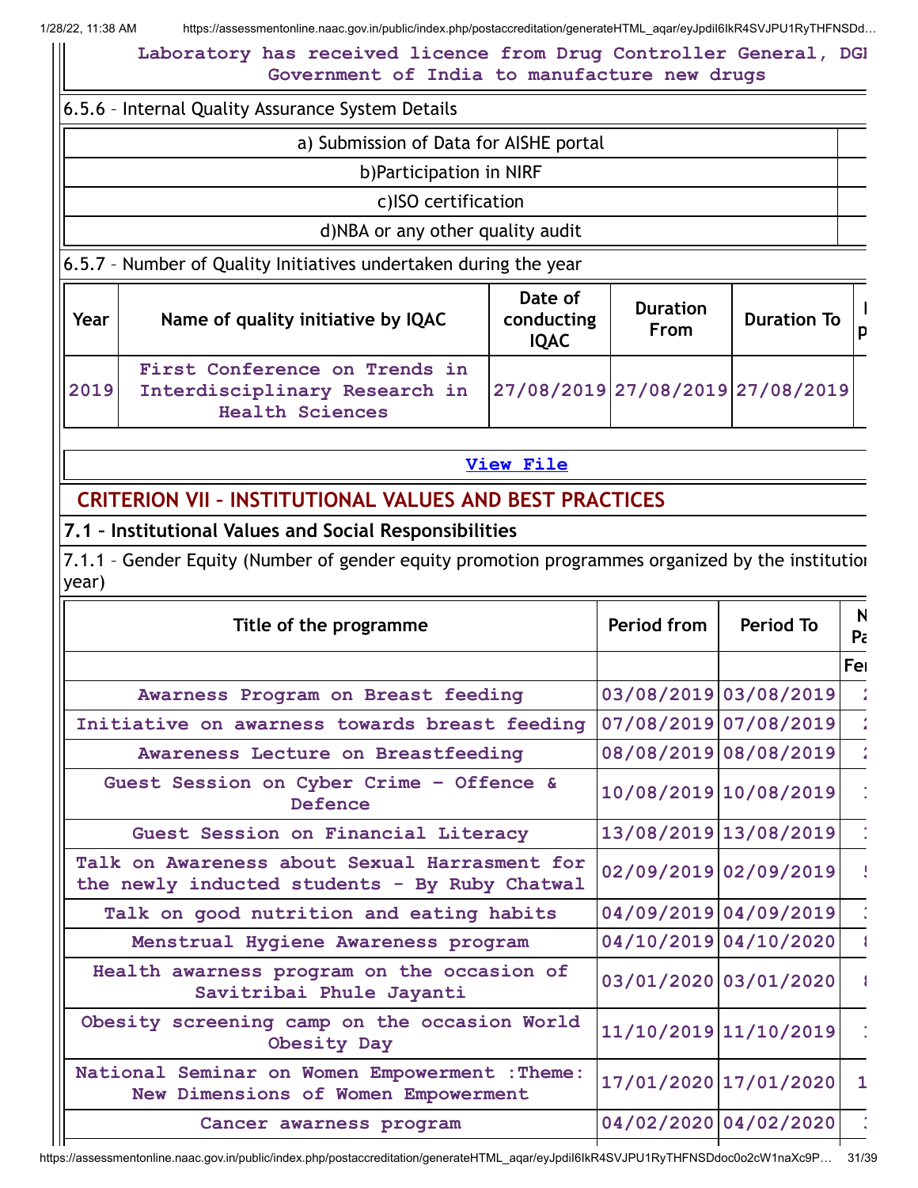Laboratory has received licence from Drug Controller General, DGH Government of India to manufacture new drugs

6.5.6 – Internal Quality Assurance System Details

| a) Submission of Data for AISHE portal | |
|---|---|
| b)Participation in NIRF | |
| c)ISO certification | |
| d)NBA or any other quality audit | |

6.5.7 – Number of Quality Initiatives undertaken during the year

| Year | Name of quality initiative by IQAC | Date of conducting IQAC | Duration From | Duration To | N p |
|---|---|---|---|---|---|
| 2019 | First Conference on Trends in Interdisciplinary Research in Health Sciences | 27/08/2019 | 27/08/2019 | 27/08/2019 | |

View File

## CRITERION VII – INSTITUTIONAL VALUES AND BEST PRACTICES

### 7.1 – Institutional Values and Social Responsibilities

7.1.1 – Gender Equity (Number of gender equity promotion programmes organized by the institution year)

| Title of the programme | Period from | Period To | N Pa |
|---|---|---|---|
| | | | Fe |
| Awarness Program on Breast feeding | 03/08/2019 | 03/08/2019 | 2 |
| Initiative on awarness towards breast feeding | 07/08/2019 | 07/08/2019 | 2 |
| Awareness Lecture on Breastfeeding | 08/08/2019 | 08/08/2019 | 2 |
| Guest Session on Cyber Crime - Offence & Defence | 10/08/2019 | 10/08/2019 | 1 |
| Guest Session on Financial Literacy | 13/08/2019 | 13/08/2019 | 1 |
| Talk on Awareness about Sexual Harrasment for the newly inducted students - By Ruby Chatwal | 02/09/2019 | 02/09/2019 | 5 |
| Talk on good nutrition and eating habits | 04/09/2019 | 04/09/2019 | 3 |
| Menstrual Hygiene Awareness program | 04/10/2019 | 04/10/2020 | 8 |
| Health awarness program on the occasion of Savitribai Phule Jayanti | 03/01/2020 | 03/01/2020 | 8 |
| Obesity screening camp on the occasion World Obesity Day | 11/10/2019 | 11/10/2019 | 1 |
| National Seminar on Women Empowerment :Theme: New Dimensions of Women Empowerment | 17/01/2020 | 17/01/2020 | 1 |
| Cancer awarness program | 04/02/2020 | 04/02/2020 | 3 |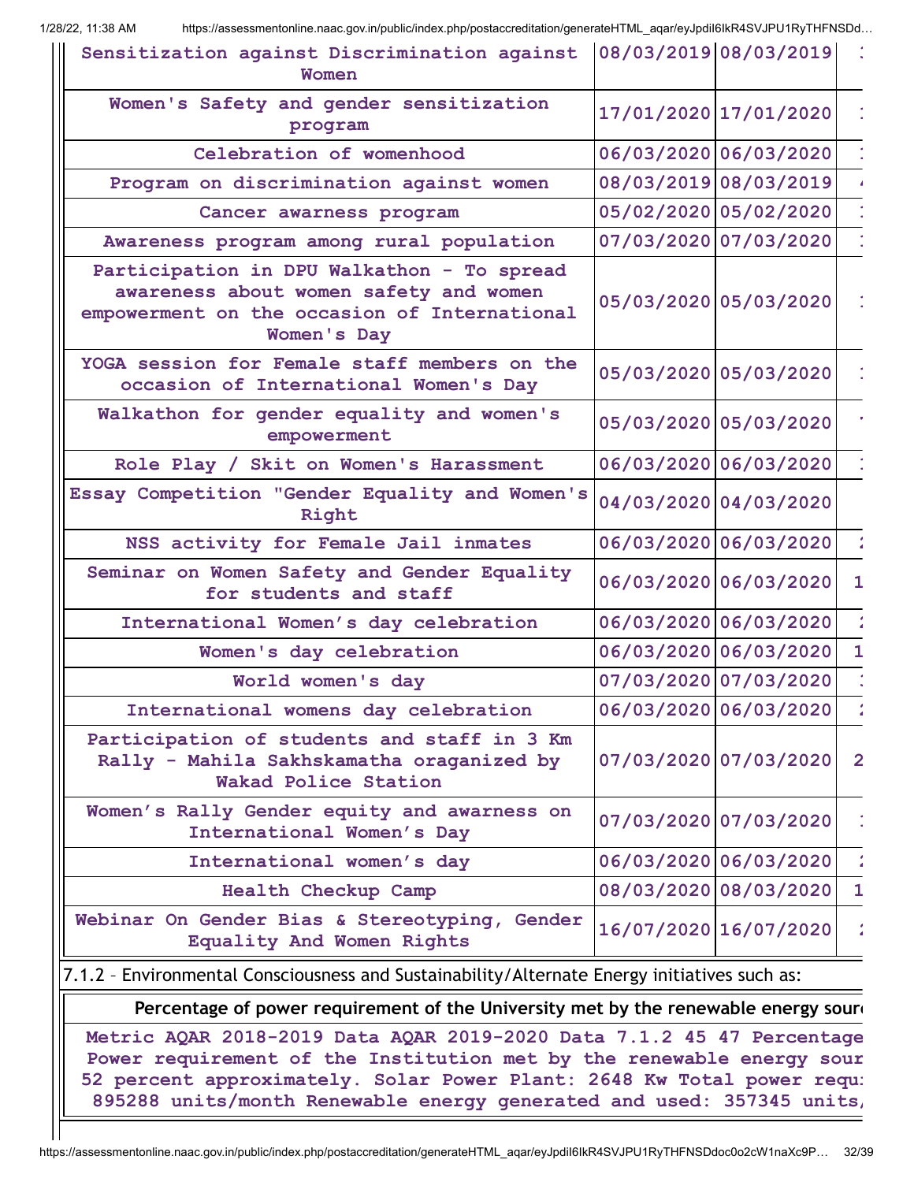| | | | |
|---|---|---|---|
| Sensitization against Discrimination against Women | 08/03/2019 | 08/03/2019 | |
| Women's Safety and gender sensitization program | 17/01/2020 | 17/01/2020 | |
| Celebration of womenhood | 06/03/2020 | 06/03/2020 | |
| Program on discrimination against women | 08/03/2019 | 08/03/2019 | |
| Cancer awarness program | 05/02/2020 | 05/02/2020 | |
| Awareness program among rural population | 07/03/2020 | 07/03/2020 | |
| Participation in DPU Walkathon - To spread awareness about women safety and women empowerment on the occasion of International Women's Day | 05/03/2020 | 05/03/2020 | |
| YOGA session for Female staff members on the occasion of International Women's Day | 05/03/2020 | 05/03/2020 | |
| Walkathon for gender equality and women's empowerment | 05/03/2020 | 05/03/2020 | |
| Role Play / Skit on Women's Harassment | 06/03/2020 | 06/03/2020 | |
| Essay Competition "Gender Equality and Women's Right | 04/03/2020 | 04/03/2020 | |
| NSS activity for Female Jail inmates | 06/03/2020 | 06/03/2020 | |
| Seminar on Women Safety and Gender Equality for students and staff | 06/03/2020 | 06/03/2020 | 1 |
| International Women's day celebration | 06/03/2020 | 06/03/2020 | |
| Women's day celebration | 06/03/2020 | 06/03/2020 | 1 |
| World women's day | 07/03/2020 | 07/03/2020 | |
| International womens day celebration | 06/03/2020 | 06/03/2020 | |
| Participation of students and staff in 3 Km Rally - Mahila Sakhskamatha oraganized by Wakad Police Station | 07/03/2020 | 07/03/2020 | 2 |
| Women's Rally Gender equity and awarness on International Women's Day | 07/03/2020 | 07/03/2020 | |
| International women's day | 06/03/2020 | 06/03/2020 | |
| Health Checkup Camp | 08/03/2020 | 08/03/2020 | 1 |
| Webinar On Gender Bias & Stereotyping, Gender Equality And Women Rights | 16/07/2020 | 16/07/2020 | |

7.1.2 – Environmental Consciousness and Sustainability/Alternate Energy initiatives such as:

**Percentage of power requirement of the University met by the renewable energy sour**

Metric AQAR 2018-2019 Data AQAR 2019-2020 Data 7.1.2 45 47 Percentage Power requirement of the Institution met by the renewable energy sour 52 percent approximately. Solar Power Plant: 2648 Kw Total power requ 895288 units/month Renewable energy generated and used: 357345 units,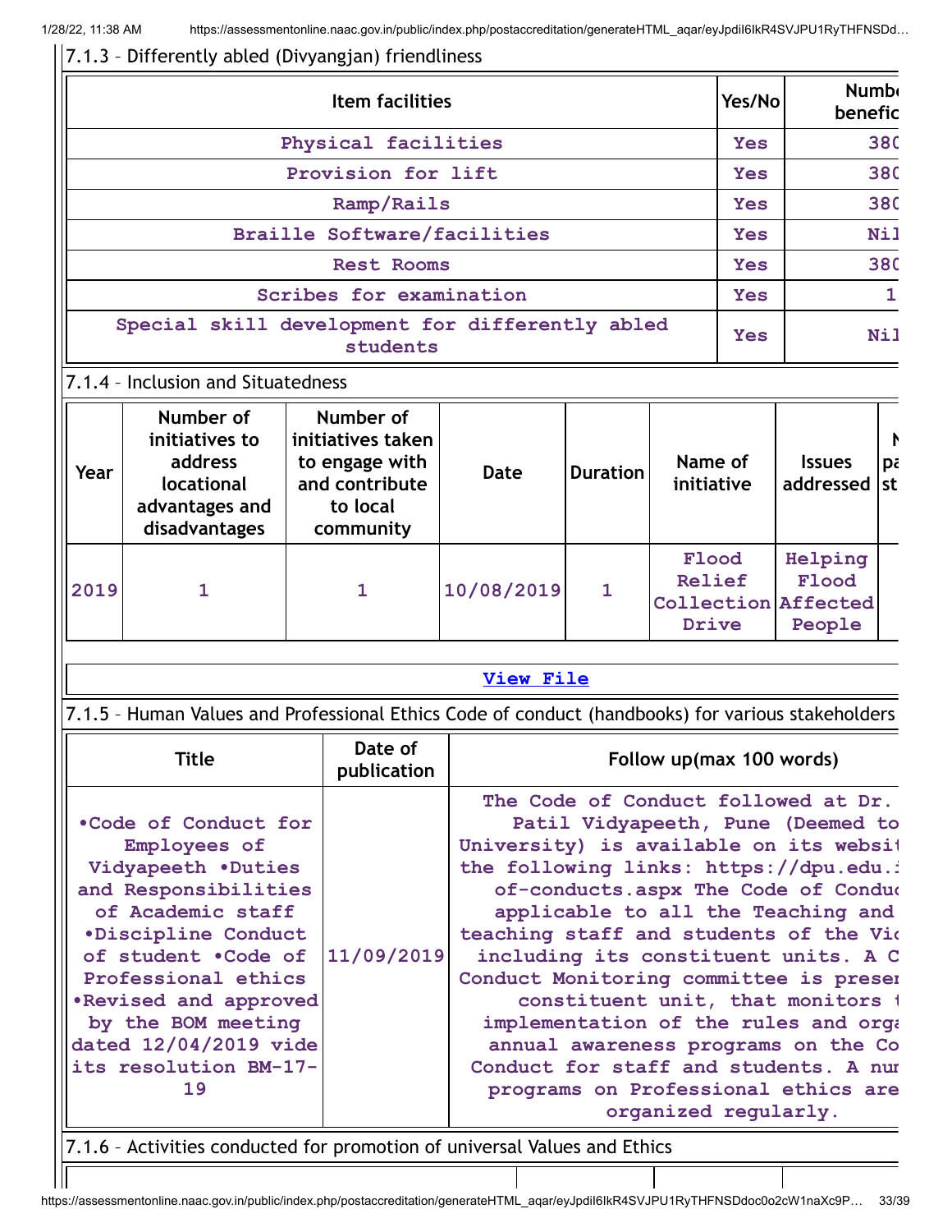### 7.1.3 – Differently abled (Divyangjan) friendliness

| Item facilities | Yes/No | Numb benefic |
|---|---|---|
| Physical facilities | Yes | 380 |
| Provision for lift | Yes | 380 |
| Ramp/Rails | Yes | 380 |
| Braille Software/facilities | Yes | Nil |
| Rest Rooms | Yes | 380 |
| Scribes for examination | Yes | 1 |
| Special skill development for differently abled students | Yes | Nil |

### 7.1.4 – Inclusion and Situatedness

| Year | Number of initiatives to address locational advantages and disadvantages | Number of initiatives taken to engage with and contribute to local community | Date | Duration | Name of initiative | Issues addressed | N pa st |
|---|---|---|---|---|---|---|---|
| 2019 | 1 | 1 | 10/08/2019 | 1 | Flood Relief Collection Drive | Helping Flood Affected People | |

View File

### 7.1.5 – Human Values and Professional Ethics Code of conduct (handbooks) for various stakeholders

| Title | Date of publication | Follow up(max 100 words) |
|---|---|---|
| •Code of Conduct for Employees of Vidyapeeth •Duties and Responsibilities of Academic staff •Discipline Conduct of student •Code of Professional ethics •Revised and approved by the BOM meeting dated 12/04/2019 vide its resolution BM-17-19 | 11/09/2019 | The Code of Conduct followed at Dr. Patil Vidyapeeth, Pune (Deemed to University) is available on its websit the following links: https://dpu.edu.i of-conducts.aspx The Code of Conduc applicable to all the Teaching and teaching staff and students of the Vic including its constituent units. A C Conduct Monitoring committee is preser constituent unit, that monitors t implementation of the rules and orga annual awareness programs on the Co Conduct for staff and students. A nur programs on Professional ethics are organized regularly. |

### 7.1.6 – Activities conducted for promotion of universal Values and Ethics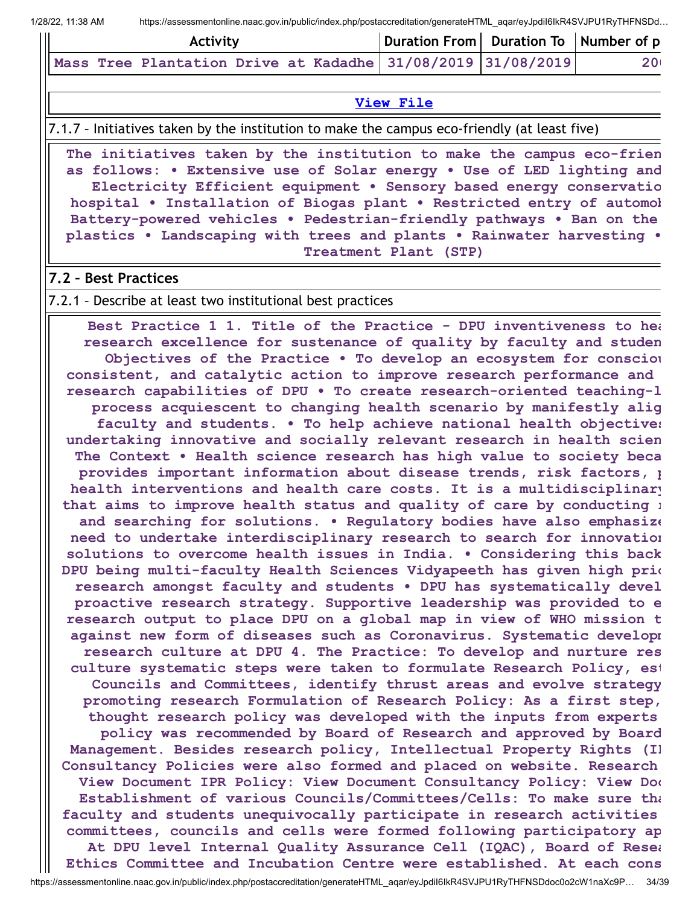| Activity | Duration From | Duration To | Number of p |
|---|---|---|---|
| Mass Tree Plantation Drive at Kadadhe | 31/08/2019 | 31/08/2019 | 20 |

View File

7.1.7 – Initiatives taken by the institution to make the campus eco-friendly (at least five)

The initiatives taken by the institution to make the campus eco-frien as follows: • Extensive use of Solar energy • Use of LED lighting and Electricity Efficient equipment • Sensory based energy conservatio hospital • Installation of Biogas plant • Restricted entry of automob Battery-powered vehicles • Pedestrian-friendly pathways • Ban on the plastics • Landscaping with trees and plants • Rainwater harvesting • Treatment Plant (STP)

## 7.2 – Best Practices

7.2.1 – Describe at least two institutional best practices

Best Practice 1 1. Title of the Practice – DPU inventiveness to hea research excellence for sustenance of quality by faculty and studen Objectives of the Practice • To develop an ecosystem for consciou consistent, and catalytic action to improve research performance and research capabilities of DPU • To create research-oriented teaching-l process acquiescent to changing health scenario by manifestly alig faculty and students. • To help achieve national health objectives undertaking innovative and socially relevant research in health scien The Context • Health science research has high value to society beca provides important information about disease trends, risk factors, p health interventions and health care costs. It is a multidisciplinary that aims to improve health status and quality of care by conducting r and searching for solutions. • Regulatory bodies have also emphasize need to undertake interdisciplinary research to search for innovation solutions to overcome health issues in India. • Considering this back DPU being multi-faculty Health Sciences Vidyapeeth has given high prio research amongst faculty and students • DPU has systematically devel proactive research strategy. Supportive leadership was provided to e research output to place DPU on a global map in view of WHO mission t against new form of diseases such as Coronavirus. Systematic developm research culture at DPU 4. The Practice: To develop and nurture res culture systematic steps were taken to formulate Research Policy, est Councils and Committees, identify thrust areas and evolve strategy promoting research Formulation of Research Policy: As a first step, thought research policy was developed with the inputs from experts policy was recommended by Board of Research and approved by Board Management. Besides research policy, Intellectual Property Rights (I Consultancy Policies were also formed and placed on website. Research View Document IPR Policy: View Document Consultancy Policy: View Doc Establishment of various Councils/Committees/Cells: To make sure tha faculty and students unequivocally participate in research activities committees, councils and cells were formed following participatory ap At DPU level Internal Quality Assurance Cell (IQAC), Board of Resea Ethics Committee and Incubation Centre were established. At each cons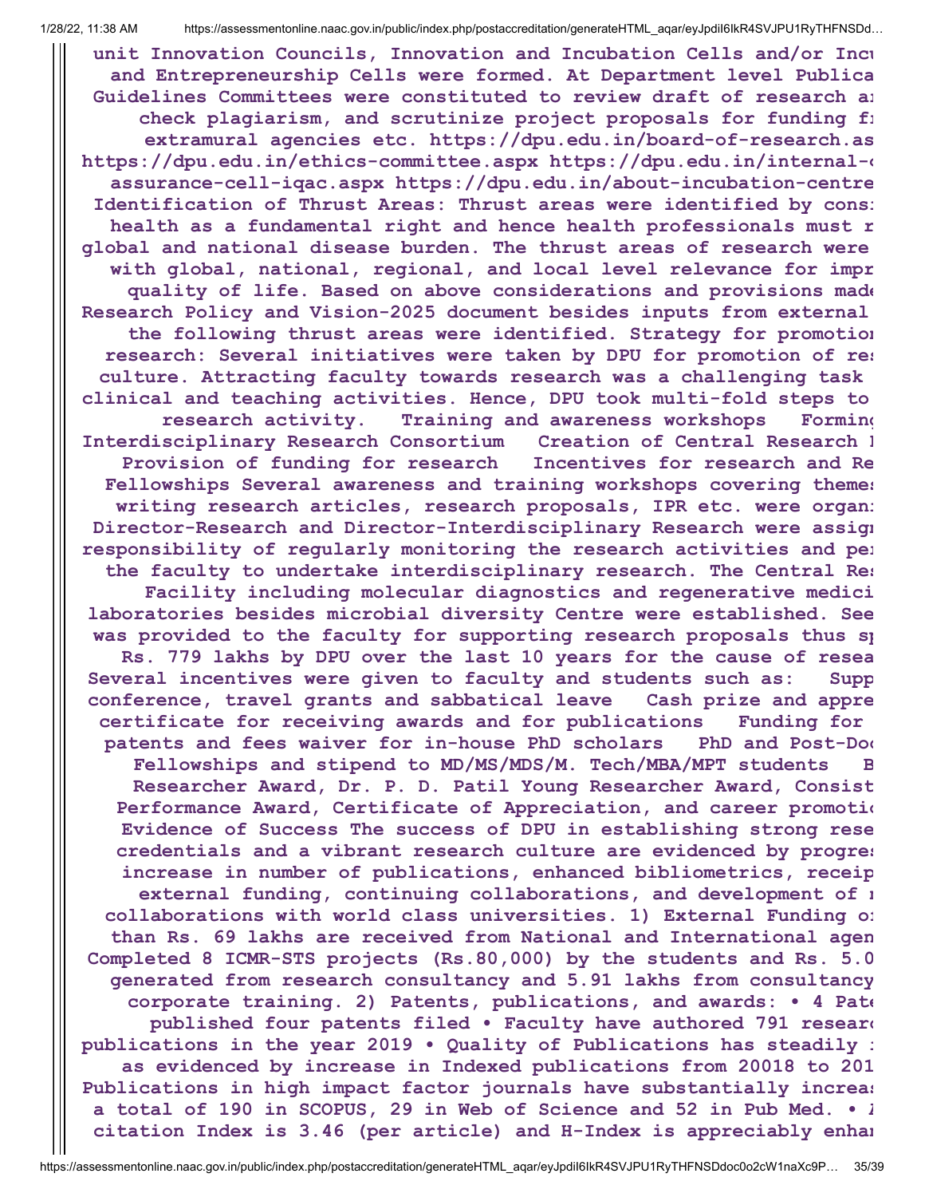unit Innovation Councils, Innovation and Incubation Cells and/or Incu
and Entrepreneurship Cells were formed. At Department level Publica
Guidelines Committees were constituted to review draft of research a
check plagiarism, and scrutinize project proposals for funding fr
extramural agencies etc. https://dpu.edu.in/board-of-research.as
https://dpu.edu.in/ethics-committee.aspx https://dpu.edu.in/internal-
assurance-cell-iqac.aspx https://dpu.edu.in/about-incubation-centre
Identification of Thrust Areas: Thrust areas were identified by cons
health as a fundamental right and hence health professionals must r
global and national disease burden. The thrust areas of research were
with global, national, regional, and local level relevance for impr
quality of life. Based on above considerations and provisions made
Research Policy and Vision-2025 document besides inputs from external
the following thrust areas were identified. Strategy for promotion
research: Several initiatives were taken by DPU for promotion of re
culture. Attracting faculty towards research was a challenging task
clinical and teaching activities. Hence, DPU took multi-fold steps to
research activity.  Training and awareness workshops  Forming
Interdisciplinary Research Consortium  Creation of Central Research
Provision of funding for research  Incentives for research and Re
Fellowships Several awareness and training workshops covering theme
writing research articles, research proposals, IPR etc. were organ
Director-Research and Director-Interdisciplinary Research were assig
responsibility of regularly monitoring the research activities and pe
the faculty to undertake interdisciplinary research. The Central Re
Facility including molecular diagnostics and regenerative medici
laboratories besides microbial diversity Centre were established. See
was provided to the faculty for supporting research proposals thus s
Rs. 779 lakhs by DPU over the last 10 years for the cause of resea
Several incentives were given to faculty and students such as:  Supp
conference, travel grants and sabbatical leave  Cash prize and appre
certificate for receiving awards and for publications  Funding for
patents and fees waiver for in-house PhD scholars  PhD and Post-Do
Fellowships and stipend to MD/MS/MDS/M. Tech/MBA/MPT students  B
Researcher Award, Dr. P. D. Patil Young Researcher Award, Consist
Performance Award, Certificate of Appreciation, and career promoti
Evidence of Success The success of DPU in establishing strong rese
credentials and a vibrant research culture are evidenced by progre
increase in number of publications, enhanced bibliometrics, receip
external funding, continuing collaborations, and development of r
collaborations with world class universities. 1) External Funding o
than Rs. 69 lakhs are received from National and International agen
Completed 8 ICMR-STS projects (Rs.80,000) by the students and Rs. 5.0
generated from research consultancy and 5.91 lakhs from consultancy
corporate training. 2) Patents, publications, and awards: • 4 Pate
published four patents filed • Faculty have authored 791 researc
publications in the year 2019 • Quality of Publications has steadily
as evidenced by increase in Indexed publications from 20018 to 201
Publications in high impact factor journals have substantially increa
a total of 190 in SCOPUS, 29 in Web of Science and 52 in Pub Med. •
citation Index is 3.46 (per article) and H-Index is appreciably enha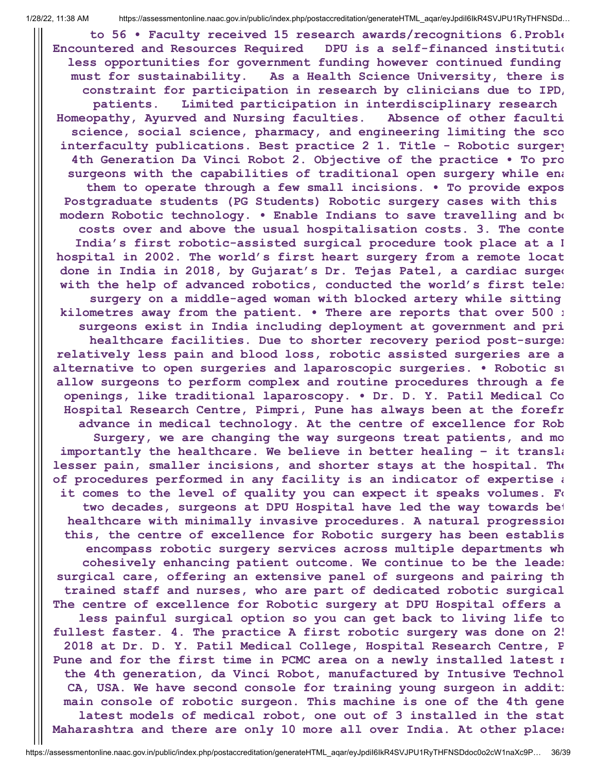to 56 • Faculty received 15 research awards/recognitions 6.Proble Encountered and Resources Required DPU is a self-financed institutic less opportunities for government funding however continued funding must for sustainability. As a Health Science University, there is constraint for participation in research by clinicians due to IPD, patients. Limited participation in interdisciplinary research Homeopathy, Ayurved and Nursing faculties. Absence of other faculti science, social science, pharmacy, and engineering limiting the sco interfaculty publications. Best practice 2 1. Title - Robotic surgery 4th Generation Da Vinci Robot 2. Objective of the practice • To pro surgeons with the capabilities of traditional open surgery while ena them to operate through a few small incisions. • To provide expos Postgraduate students (PG Students) Robotic surgery cases with this modern Robotic technology. • Enable Indians to save travelling and bc costs over and above the usual hospitalisation costs. 3. The conte India's first robotic-assisted surgical procedure took place at a I hospital in 2002. The world's first heart surgery from a remote locat done in India in 2018, by Gujarat's Dr. Tejas Patel, a cardiac surgec with the help of advanced robotics, conducted the world's first telen surgery on a middle-aged woman with blocked artery while sitting kilometres away from the patient. • There are reports that over 500 r surgeons exist in India including deployment at government and pri healthcare facilities. Due to shorter recovery period post-surger relatively less pain and blood loss, robotic assisted surgeries are a alternative to open surgeries and laparoscopic surgeries. • Robotic su allow surgeons to perform complex and routine procedures through a fe openings, like traditional laparoscopy. • Dr. D. Y. Patil Medical Co Hospital Research Centre, Pimpri, Pune has always been at the forefr advance in medical technology. At the centre of excellence for Rob Surgery, we are changing the way surgeons treat patients, and mo importantly the healthcare. We believe in better healing - it transla lesser pain, smaller incisions, and shorter stays at the hospital. The of procedures performed in any facility is an indicator of expertise a it comes to the level of quality you can expect it speaks volumes. Fc two decades, surgeons at DPU Hospital have led the way towards bet healthcare with minimally invasive procedures. A natural progression this, the centre of excellence for Robotic surgery has been establis encompass robotic surgery services across multiple departments wh cohesively enhancing patient outcome. We continue to be the leader surgical care, offering an extensive panel of surgeons and pairing th trained staff and nurses, who are part of dedicated robotic surgical The centre of excellence for Robotic surgery at DPU Hospital offers a less painful surgical option so you can get back to living life to fullest faster. 4. The practice A first robotic surgery was done on 25 2018 at Dr. D. Y. Patil Medical College, Hospital Research Centre, P Pune and for the first time in PCMC area on a newly installed latest r the 4th generation, da Vinci Robot, manufactured by Intusive Technol CA, USA. We have second console for training young surgeon in additi main console of robotic surgeon. This machine is one of the 4th gene latest models of medical robot, one out of 3 installed in the stat Maharashtra and there are only 10 more all over India. At other places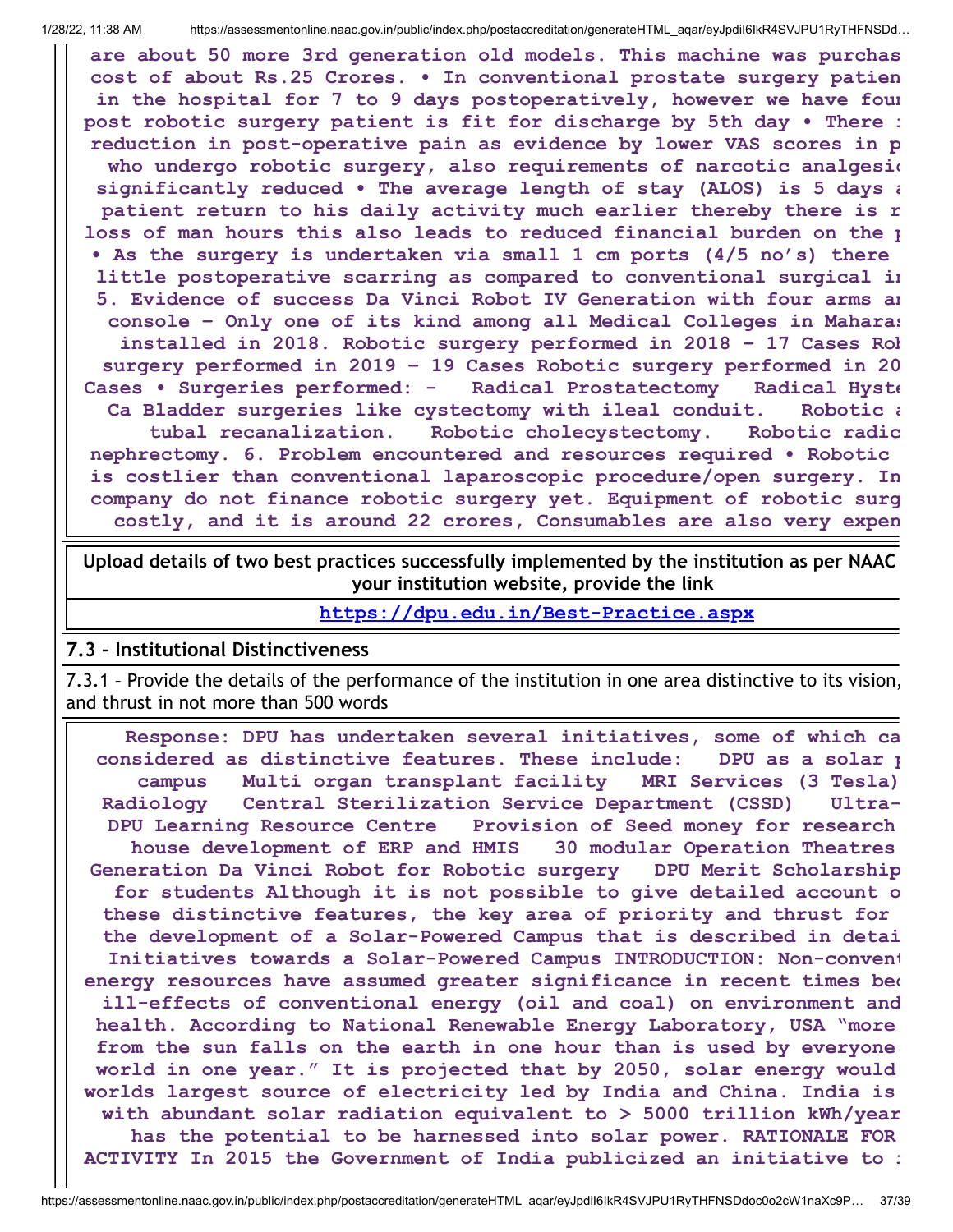are about 50 more 3rd generation old models. This machine was purchas cost of about Rs.25 Crores. • In conventional prostate surgery patien in the hospital for 7 to 9 days postoperatively, however we have four post robotic surgery patient is fit for discharge by 5th day • There reduction in post-operative pain as evidence by lower VAS scores in p who undergo robotic surgery, also requirements of narcotic analgesic significantly reduced • The average length of stay (ALOS) is 5 days a patient return to his daily activity much earlier thereby there is r loss of man hours this also leads to reduced financial burden on the p • As the surgery is undertaken via small 1 cm ports (4/5 no's) there little postoperative scarring as compared to conventional surgical in 5. Evidence of success Da Vinci Robot IV Generation with four arms an console – Only one of its kind among all Medical Colleges in Maharas installed in 2018. Robotic surgery performed in 2018 – 17 Cases Rob surgery performed in 2019 – 19 Cases Robotic surgery performed in 20 Cases • Surgeries performed: - Radical Prostatectomy Radical Hyste Ca Bladder surgeries like cystectomy with ileal conduit. Robotic a tubal recanalization. Robotic cholecystectomy. Robotic radic nephrectomy. 6. Problem encountered and resources required • Robotic is costlier than conventional laparoscopic procedure/open surgery. In company do not finance robotic surgery yet. Equipment of robotic surg costly, and it is around 22 crores, Consumables are also very expen

**Upload details of two best practices successfully implemented by the institution as per NAAC your institution website, provide the link**

https://dpu.edu.in/Best-Practice.aspx

## 7.3 – Institutional Distinctiveness

7.3.1 – Provide the details of the performance of the institution in one area distinctive to its vision, and thrust in not more than 500 words

Response: DPU has undertaken several initiatives, some of which ca considered as distinctive features. These include: DPU as a solar p campus Multi organ transplant facility MRI Services (3 Tesla) Radiology Central Sterilization Service Department (CSSD) Ultra- DPU Learning Resource Centre Provision of Seed money for research house development of ERP and HMIS 30 modular Operation Theatres Generation Da Vinci Robot for Robotic surgery DPU Merit Scholarship for students Although it is not possible to give detailed account o these distinctive features, the key area of priority and thrust for the development of a Solar-Powered Campus that is described in detai Initiatives towards a Solar-Powered Campus INTRODUCTION: Non-convent energy resources have assumed greater significance in recent times bec ill-effects of conventional energy (oil and coal) on environment and health. According to National Renewable Energy Laboratory, USA "more from the sun falls on the earth in one hour than is used by everyone world in one year." It is projected that by 2050, solar energy would worlds largest source of electricity led by India and China. India is with abundant solar radiation equivalent to > 5000 trillion kWh/year has the potential to be harnessed into solar power. RATIONALE FOR ACTIVITY In 2015 the Government of India publicized an initiative to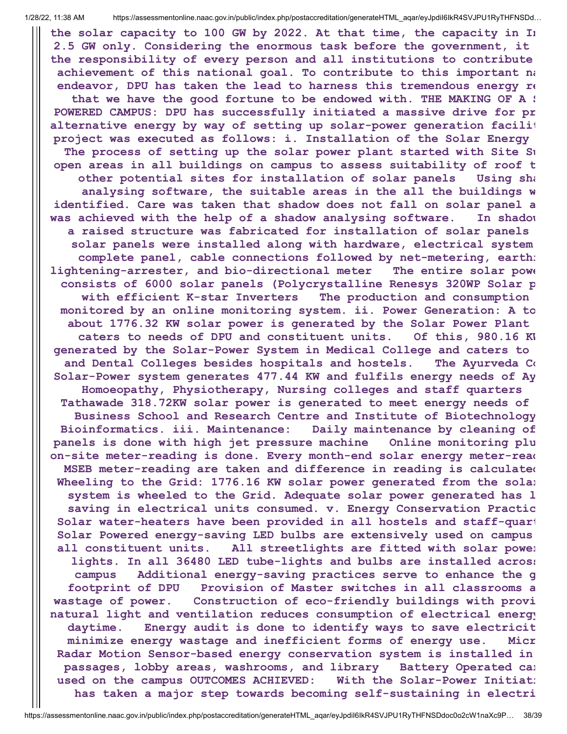the solar capacity to 100 GW by 2022. At that time, the capacity in In 2.5 GW only. Considering the enormous task before the government, it the responsibility of every person and all institutions to contribute achievement of this national goal. To contribute to this important na endeavor, DPU has taken the lead to harness this tremendous energy re that we have the good fortune to be endowed with. THE MAKING OF A S POWERED CAMPUS: DPU has successfully initiated a massive drive for pr alternative energy by way of setting up solar-power generation facilit project was executed as follows: i. Installation of the Solar Energy The process of setting up the solar power plant started with Site Su open areas in all buildings on campus to assess suitability of roof t other potential sites for installation of solar panels Using sha analysing software, the suitable areas in the all the buildings w identified. Care was taken that shadow does not fall on solar panel a was achieved with the help of a shadow analysing software. In shadow a raised structure was fabricated for installation of solar panels solar panels were installed along with hardware, electrical system complete panel, cable connections followed by net-metering, earthi lightening-arrester, and bio-directional meter The entire solar powe consists of 6000 solar panels (Polycrystalline Renesys 320WP Solar p with efficient K-star Inverters The production and consumption monitored by an online monitoring system. ii. Power Generation: A to about 1776.32 KW solar power is generated by the Solar Power Plant caters to needs of DPU and constituent units. Of this, 980.16 KW generated by the Solar-Power System in Medical College and caters to and Dental Colleges besides hospitals and hostels. The Ayurveda Co Solar-Power system generates 477.44 KW and fulfils energy needs of Ay Homoeopathy, Physiotherapy, Nursing colleges and staff quarters Tathawade 318.72KW solar power is generated to meet energy needs of Business School and Research Centre and Institute of Biotechnology Bioinformatics. iii. Maintenance: Daily maintenance by cleaning of panels is done with high jet pressure machine Online monitoring plu on-site meter-reading is done. Every month-end solar energy meter-read MSEB meter-reading are taken and difference in reading is calculated Wheeling to the Grid: 1776.16 KW solar power generated from the solar system is wheeled to the Grid. Adequate solar power generated has l saving in electrical units consumed. v. Energy Conservation Practic Solar water-heaters have been provided in all hostels and staff-quart Solar Powered energy-saving LED bulbs are extensively used on campus all constituent units. All streetlights are fitted with solar power lights. In all 36480 LED tube-lights and bulbs are installed across campus Additional energy-saving practices serve to enhance the g footprint of DPU Provision of Master switches in all classrooms a wastage of power. Construction of eco-friendly buildings with provi natural light and ventilation reduces consumption of electrical energy daytime. Energy audit is done to identify ways to save electricit minimize energy wastage and inefficient forms of energy use. Micr Radar Motion Sensor-based energy conservation system is installed in passages, lobby areas, washrooms, and library Battery Operated car used on the campus OUTCOMES ACHIEVED: With the Solar-Power Initiati has taken a major step towards becoming self-sustaining in electri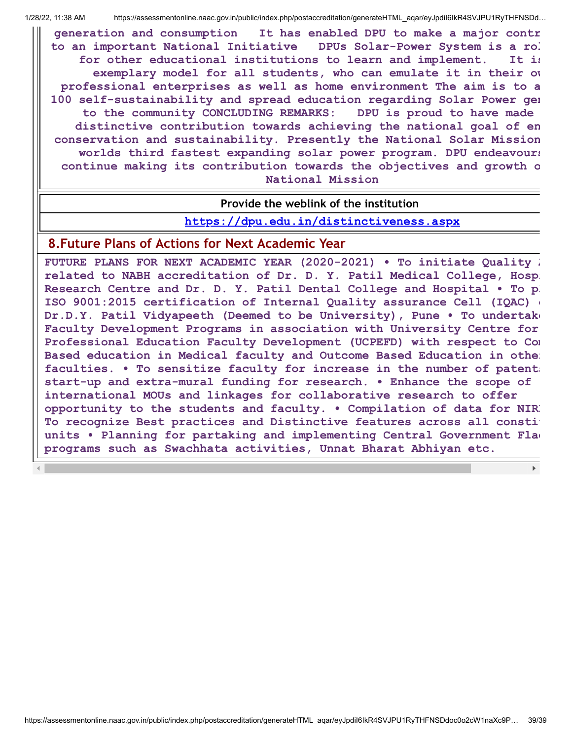generation and consumption It has enabled DPU to make a major contr to an important National Initiative DPUs Solar-Power System is a ro for other educational institutions to learn and implement. It i exemplary model for all students, who can emulate it in their ow professional enterprises as well as home environment The aim is to a 100 self-sustainability and spread education regarding Solar Power ge to the community CONCLUDING REMARKS: DPU is proud to have made distinctive contribution towards achieving the national goal of en conservation and sustainability. Presently the National Solar Mission worlds third fastest expanding solar power program. DPU endeavour continue making its contribution towards the objectives and growth o National Mission

| Provide the weblink of the institution |
|---|
| https://dpu.edu.in/distinctiveness.aspx |

## 8.Future Plans of Actions for Next Academic Year

FUTURE PLANS FOR NEXT ACADEMIC YEAR (2020-2021) • To initiate Quality related to NABH accreditation of Dr. D. Y. Patil Medical College, Hosp Research Centre and Dr. D. Y. Patil Dental College and Hospital • To p ISO 9001:2015 certification of Internal Quality assurance Cell (IQAC) Dr.D.Y. Patil Vidyapeeth (Deemed to be University), Pune • To undertak Faculty Development Programs in association with University Centre for Professional Education Faculty Development (UCPEFD) with respect to Co Based education in Medical faculty and Outcome Based Education in othe faculties. • To sensitize faculty for increase in the number of patent start-up and extra-mural funding for research. • Enhance the scope of international MOUs and linkages for collaborative research to offer opportunity to the students and faculty. • Compilation of data for NIR To recognize Best practices and Distinctive features across all consti units • Planning for partaking and implementing Central Government Fla programs such as Swachhata activities, Unnat Bharat Abhiyan etc.